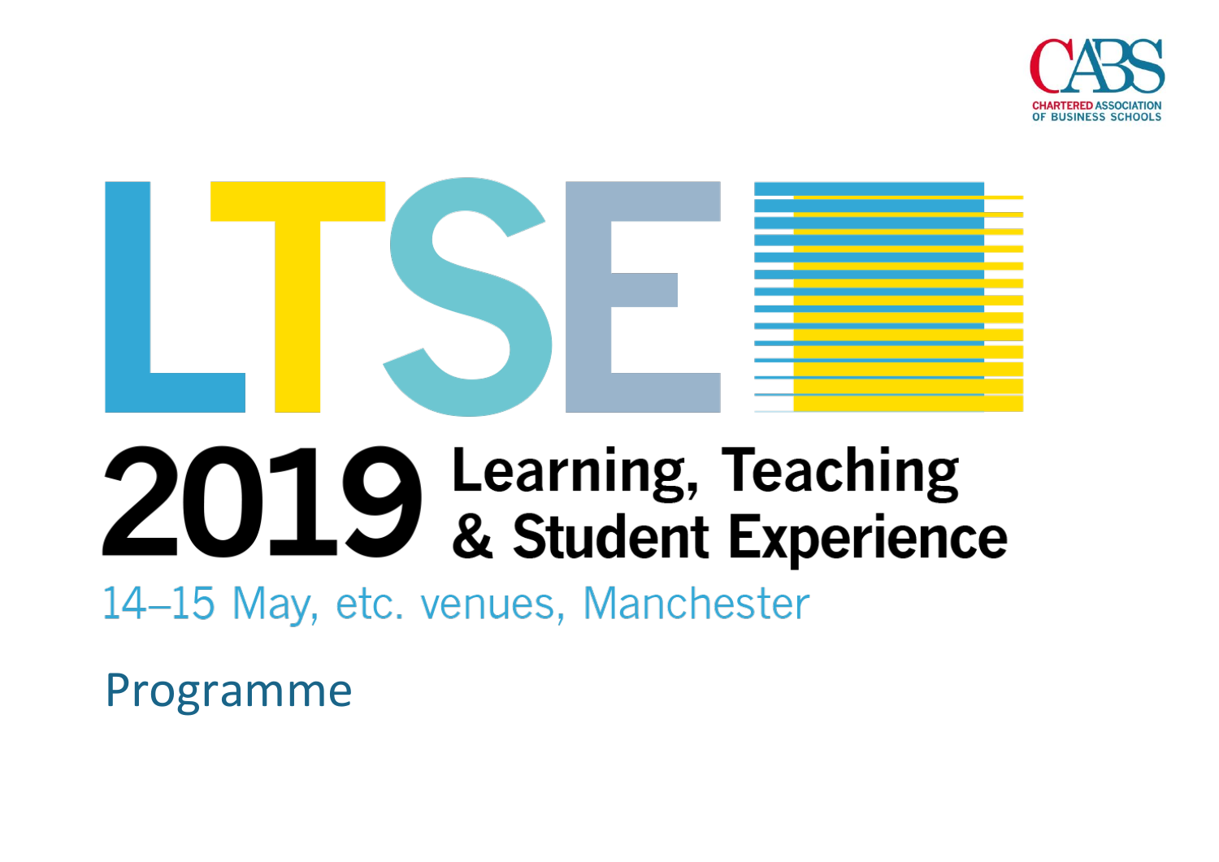CABS

CHARTERED ASSOCIATION OF BUSINESS SCHOOLS

# LTSE

# 2019 Learning, Teaching & Student Experience

14–15 May, etc. venues, Manchester

## Programme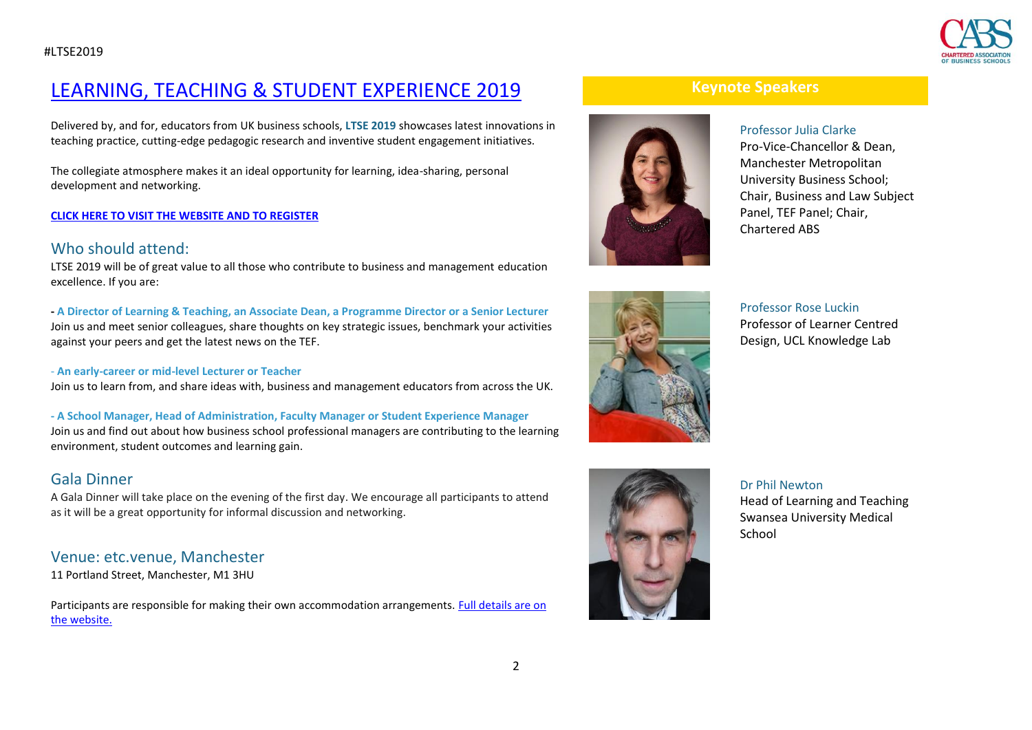#LTSE2019

# LEARNING, TEACHING & STUDENT EXPERIENCE 2019

Delivered by, and for, educators from UK business schools, **LTSE 2019** showcases latest innovations in teaching practice, cutting-edge pedagogic research and inventive student engagement initiatives.

The collegiate atmosphere makes it an ideal opportunity for learning, idea-sharing, personal development and networking.

**CLICK HERE TO VISIT THE WEBSITE AND TO REGISTER**

## Who should attend:

LTSE 2019 will be of great value to all those who contribute to business and management education excellence. If you are:

**- A Director of Learning & Teaching, an Associate Dean, a Programme Director or a Senior Lecturer**
Join us and meet senior colleagues, share thoughts on key strategic issues, benchmark your activities against your peers and get the latest news on the TEF.

**- An early-career or mid-level Lecturer or Teacher**
Join us to learn from, and share ideas with, business and management educators from across the UK.

**- A School Manager, Head of Administration, Faculty Manager or Student Experience Manager**
Join us and find out about how business school professional managers are contributing to the learning environment, student outcomes and learning gain.

## Gala Dinner

A Gala Dinner will take place on the evening of the first day. We encourage all participants to attend as it will be a great opportunity for informal discussion and networking.

## Venue: etc.venue, Manchester

11 Portland Street, Manchester, M1 3HU

Participants are responsible for making their own accommodation arrangements. Full details are on the website.

## Keynote Speakers

**Professor Julia Clarke**
Pro-Vice-Chancellor & Dean, Manchester Metropolitan University Business School; Chair, Business and Law Subject Panel, TEF Panel; Chair, Chartered ABS

**Professor Rose Luckin**
Professor of Learner Centred Design, UCL Knowledge Lab

**Dr Phil Newton**
Head of Learning and Teaching Swansea University Medical School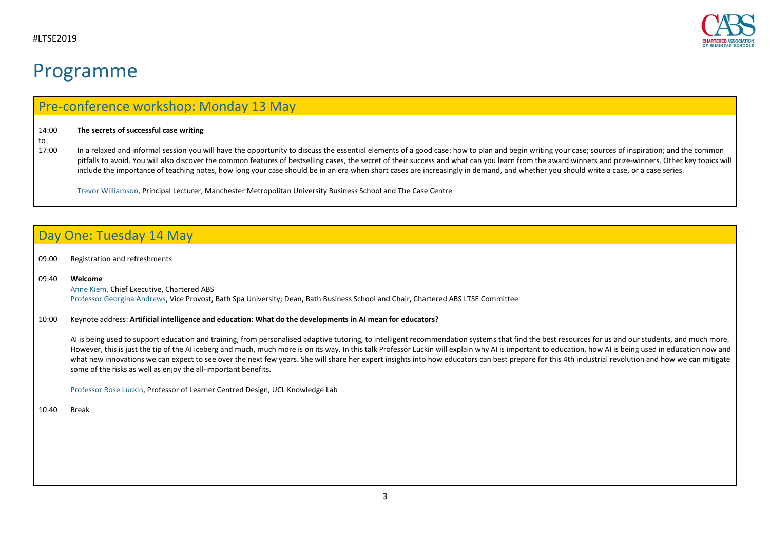# Programme

## Pre-conference workshop: Monday 13 May

14:00 to 17:00 **The secrets of successful case writing**

In a relaxed and informal session you will have the opportunity to discuss the essential elements of a good case: how to plan and begin writing your case; sources of inspiration; and the common pitfalls to avoid. You will also discover the common features of bestselling cases, the secret of their success and what can you learn from the award winners and prize-winners. Other key topics will include the importance of teaching notes, how long your case should be in an era when short cases are increasingly in demand, and whether you should write a case, or a case series.

Trevor Williamson, Principal Lecturer, Manchester Metropolitan University Business School and The Case Centre

## Day One: Tuesday 14 May

09:00 Registration and refreshments

09:40 **Welcome**

Anne Kiem, Chief Executive, Chartered ABS

Professor Georgina Andrews, Vice Provost, Bath Spa University; Dean, Bath Business School and Chair, Chartered ABS LTSE Committee

10:00 Keynote address: **Artificial intelligence and education: What do the developments in AI mean for educators?**

AI is being used to support education and training, from personalised adaptive tutoring, to intelligent recommendation systems that find the best resources for us and our students, and much more. However, this is just the tip of the AI iceberg and much, much more is on its way. In this talk Professor Luckin will explain why AI is important to education, how AI is being used in education now and what new innovations we can expect to see over the next few years. She will share her expert insights into how educators can best prepare for this 4th industrial revolution and how we can mitigate some of the risks as well as enjoy the all-important benefits.

Professor Rose Luckin, Professor of Learner Centred Design, UCL Knowledge Lab

10:40 Break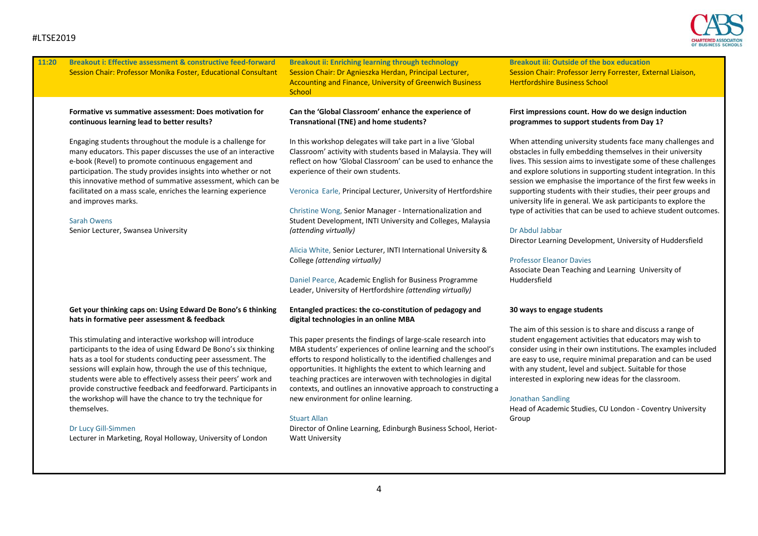## 11:20

### Breakout i: Effective assessment & constructive feed-forward

Session Chair: Professor Monika Foster, Educational Consultant

**Formative vs summative assessment: Does motivation for continuous learning lead to better results?**

Engaging students throughout the module is a challenge for many educators. This paper discusses the use of an interactive e-book (Revel) to promote continuous engagement and participation. The study provides insights into whether or not this innovative method of summative assessment, which can be facilitated on a mass scale, enriches the learning experience and improves marks.

Sarah Owens
Senior Lecturer, Swansea University

**Get your thinking caps on: Using Edward De Bono's 6 thinking hats in formative peer assessment & feedback**

This stimulating and interactive workshop will introduce participants to the idea of using Edward De Bono's six thinking hats as a tool for students conducting peer assessment. The sessions will explain how, through the use of this technique, students were able to effectively assess their peers' work and provide constructive feedback and feedforward. Participants in the workshop will have the chance to try the technique for themselves.

Dr Lucy Gill-Simmen
Lecturer in Marketing, Royal Holloway, University of London

### Breakout ii: Enriching learning through technology

Session Chair: Dr Agnieszka Herdan, Principal Lecturer, Accounting and Finance, University of Greenwich Business School

**Can the 'Global Classroom' enhance the experience of Transnational (TNE) and home students?**

In this workshop delegates will take part in a live 'Global Classroom' activity with students based in Malaysia. They will reflect on how 'Global Classroom' can be used to enhance the experience of their own students.

Veronica Earle, Principal Lecturer, University of Hertfordshire

Christine Wong, Senior Manager - Internationalization and Student Development, INTI University and Colleges, Malaysia *(attending virtually)*

Alicia White, Senior Lecturer, INTI International University & College *(attending virtually)*

Daniel Pearce, Academic English for Business Programme Leader, University of Hertfordshire *(attending virtually)*

**Entangled practices: the co-constitution of pedagogy and digital technologies in an online MBA**

This paper presents the findings of large-scale research into MBA students' experiences of online learning and the school's efforts to respond holistically to the identified challenges and opportunities. It highlights the extent to which learning and teaching practices are interwoven with technologies in digital contexts, and outlines an innovative approach to constructing a new environment for online learning.

Stuart Allan
Director of Online Learning, Edinburgh Business School, Heriot-Watt University

### Breakout iii: Outside of the box education

Session Chair: Professor Jerry Forrester, External Liaison, Hertfordshire Business School

**First impressions count. How do we design induction programmes to support students from Day 1?**

When attending university students face many challenges and obstacles in fully embedding themselves in their university lives. This session aims to investigate some of these challenges and explore solutions in supporting student integration. In this session we emphasise the importance of the first few weeks in supporting students with their studies, their peer groups and university life in general. We ask participants to explore the type of activities that can be used to achieve student outcomes.

Dr Abdul Jabbar
Director Learning Development, University of Huddersfield

Professor Eleanor Davies
Associate Dean Teaching and Learning University of Huddersfield

**30 ways to engage students**

The aim of this session is to share and discuss a range of student engagement activities that educators may wish to consider using in their own institutions. The examples included are easy to use, require minimal preparation and can be used with any student, level and subject. Suitable for those interested in exploring new ideas for the classroom.

Jonathan Sandling
Head of Academic Studies, CU London - Coventry University Group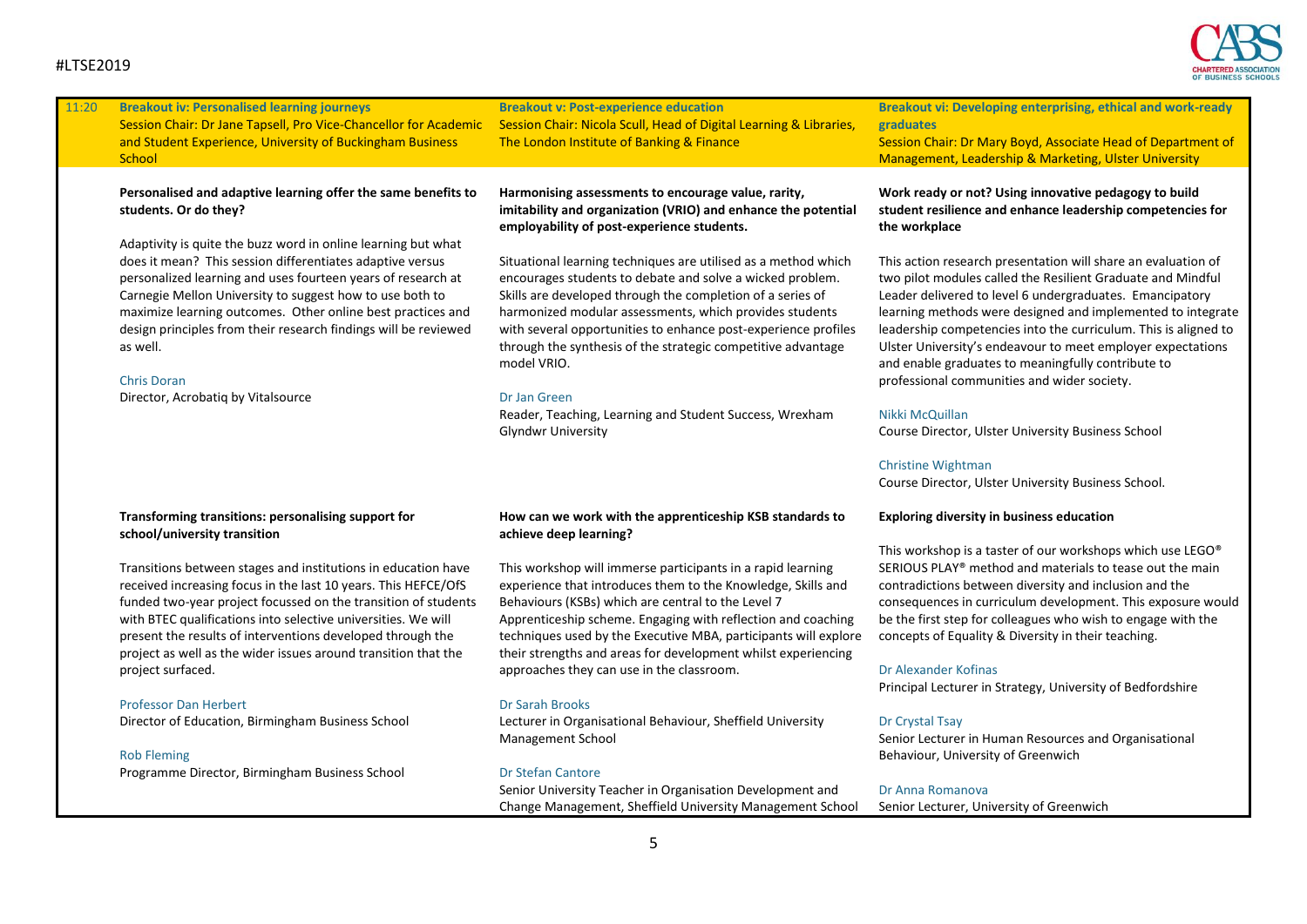## 11:20

### Breakout iv: Personalised learning journeys

Session Chair: Dr Jane Tapsell, Pro Vice-Chancellor for Academic and Student Experience, University of Buckingham Business School

**Personalised and adaptive learning offer the same benefits to students. Or do they?**

Adaptivity is quite the buzz word in online learning but what does it mean? This session differentiates adaptive versus personalized learning and uses fourteen years of research at Carnegie Mellon University to suggest how to use both to maximize learning outcomes. Other online best practices and design principles from their research findings will be reviewed as well.

Chris Doran
Director, Acrobatiq by Vitalsource

**Transforming transitions: personalising support for school/university transition**

Transitions between stages and institutions in education have received increasing focus in the last 10 years. This HEFCE/OfS funded two-year project focussed on the transition of students with BTEC qualifications into selective universities. We will present the results of interventions developed through the project as well as the wider issues around transition that the project surfaced.

Professor Dan Herbert
Director of Education, Birmingham Business School

Rob Fleming
Programme Director, Birmingham Business School

### Breakout v: Post-experience education

Session Chair: Nicola Scull, Head of Digital Learning & Libraries, The London Institute of Banking & Finance

**Harmonising assessments to encourage value, rarity, imitability and organization (VRIO) and enhance the potential employability of post-experience students.**

Situational learning techniques are utilised as a method which encourages students to debate and solve a wicked problem. Skills are developed through the completion of a series of harmonized modular assessments, which provides students with several opportunities to enhance post-experience profiles through the synthesis of the strategic competitive advantage model VRIO.

Dr Jan Green
Reader, Teaching, Learning and Student Success, Wrexham Glyndwr University

**How can we work with the apprenticeship KSB standards to achieve deep learning?**

This workshop will immerse participants in a rapid learning experience that introduces them to the Knowledge, Skills and Behaviours (KSBs) which are central to the Level 7 Apprenticeship scheme. Engaging with reflection and coaching techniques used by the Executive MBA, participants will explore their strengths and areas for development whilst experiencing approaches they can use in the classroom.

Dr Sarah Brooks
Lecturer in Organisational Behaviour, Sheffield University Management School

Dr Stefan Cantore
Senior University Teacher in Organisation Development and Change Management, Sheffield University Management School

### Breakout vi: Developing enterprising, ethical and work-ready graduates

Session Chair: Dr Mary Boyd, Associate Head of Department of Management, Leadership & Marketing, Ulster University

**Work ready or not? Using innovative pedagogy to build student resilience and enhance leadership competencies for the workplace**

This action research presentation will share an evaluation of two pilot modules called the Resilient Graduate and Mindful Leader delivered to level 6 undergraduates. Emancipatory learning methods were designed and implemented to integrate leadership competencies into the curriculum. This is aligned to Ulster University's endeavour to meet employer expectations and enable graduates to meaningfully contribute to professional communities and wider society.

Nikki McQuillan
Course Director, Ulster University Business School

Christine Wightman
Course Director, Ulster University Business School.

**Exploring diversity in business education**

This workshop is a taster of our workshops which use LEGO® SERIOUS PLAY® method and materials to tease out the main contradictions between diversity and inclusion and the consequences in curriculum development. This exposure would be the first step for colleagues who wish to engage with the concepts of Equality & Diversity in their teaching.

Dr Alexander Kofinas
Principal Lecturer in Strategy, University of Bedfordshire

Dr Crystal Tsay
Senior Lecturer in Human Resources and Organisational Behaviour, University of Greenwich

Dr Anna Romanova
Senior Lecturer, University of Greenwich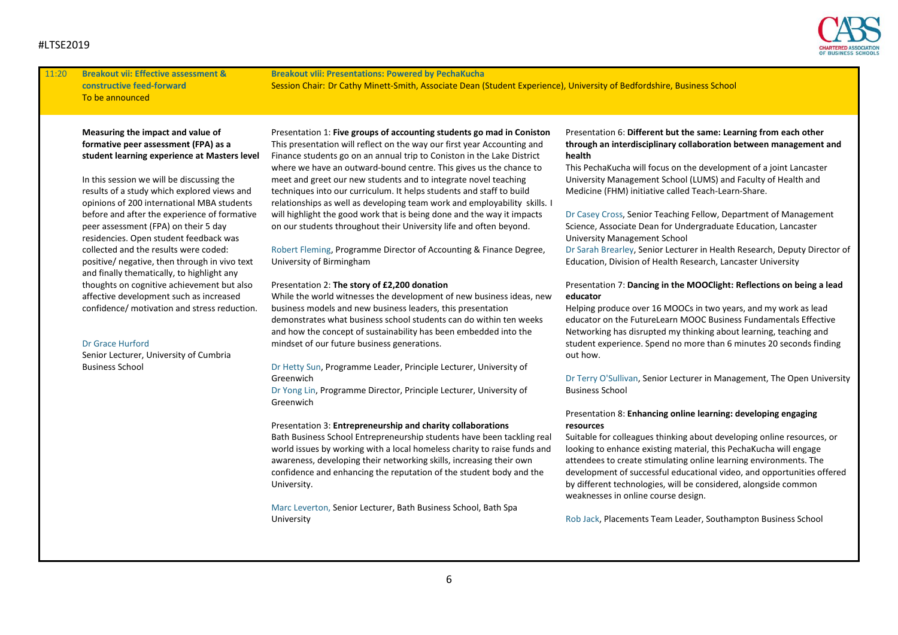## 11:20

### Breakout vii: Effective assessment & constructive feed-forward

To be announced

**Measuring the impact and value of formative peer assessment (FPA) as a student learning experience at Masters level**

In this session we will be discussing the results of a study which explored views and opinions of 200 international MBA students before and after the experience of formative peer assessment (FPA) on their 5 day residencies. Open student feedback was collected and the results were coded: positive/ negative, then through in vivo text and finally thematically, to highlight any thoughts on cognitive achievement but also affective development such as increased confidence/ motivation and stress reduction.

Dr Grace Hurford
Senior Lecturer, University of Cumbria Business School

### Breakout vIii: Presentations: Powered by PechaKucha

Session Chair: Dr Cathy Minett-Smith, Associate Dean (Student Experience), University of Bedfordshire, Business School

Presentation 1: **Five groups of accounting students go mad in Coniston**
This presentation will reflect on the way our first year Accounting and Finance students go on an annual trip to Coniston in the Lake District where we have an outward-bound centre. This gives us the chance to meet and greet our new students and to integrate novel teaching techniques into our curriculum. It helps students and staff to build relationships as well as developing team work and employability skills. I will highlight the good work that is being done and the way it impacts on our students throughout their University life and often beyond.

Robert Fleming, Programme Director of Accounting & Finance Degree, University of Birmingham

Presentation 2: **The story of £2,200 donation**
While the world witnesses the development of new business ideas, new business models and new business leaders, this presentation demonstrates what business school students can do within ten weeks and how the concept of sustainability has been embedded into the mindset of our future business generations.

Dr Hetty Sun, Programme Leader, Principle Lecturer, University of Greenwich
Dr Yong Lin, Programme Director, Principle Lecturer, University of Greenwich

Presentation 3: **Entrepreneurship and charity collaborations**
Bath Business School Entrepreneurship students have been tackling real world issues by working with a local homeless charity to raise funds and awareness, developing their networking skills, increasing their own confidence and enhancing the reputation of the student body and the University.

Marc Leverton, Senior Lecturer, Bath Business School, Bath Spa University

Presentation 6: **Different but the same: Learning from each other through an interdisciplinary collaboration between management and health**
This PechaKucha will focus on the development of a joint Lancaster University Management School (LUMS) and Faculty of Health and Medicine (FHM) initiative called Teach-Learn-Share.

Dr Casey Cross, Senior Teaching Fellow, Department of Management Science, Associate Dean for Undergraduate Education, Lancaster University Management School
Dr Sarah Brearley, Senior Lecturer in Health Research, Deputy Director of Education, Division of Health Research, Lancaster University

Presentation 7: **Dancing in the MOOClight: Reflections on being a lead educator**
Helping produce over 16 MOOCs in two years, and my work as lead educator on the FutureLearn MOOC Business Fundamentals Effective Networking has disrupted my thinking about learning, teaching and student experience. Spend no more than 6 minutes 20 seconds finding out how.

Dr Terry O'Sullivan, Senior Lecturer in Management, The Open University Business School

Presentation 8: **Enhancing online learning: developing engaging resources**
Suitable for colleagues thinking about developing online resources, or looking to enhance existing material, this PechaKucha will engage attendees to create stimulating online learning environments. The development of successful educational video, and opportunities offered by different technologies, will be considered, alongside common weaknesses in online course design.

Rob Jack, Placements Team Leader, Southampton Business School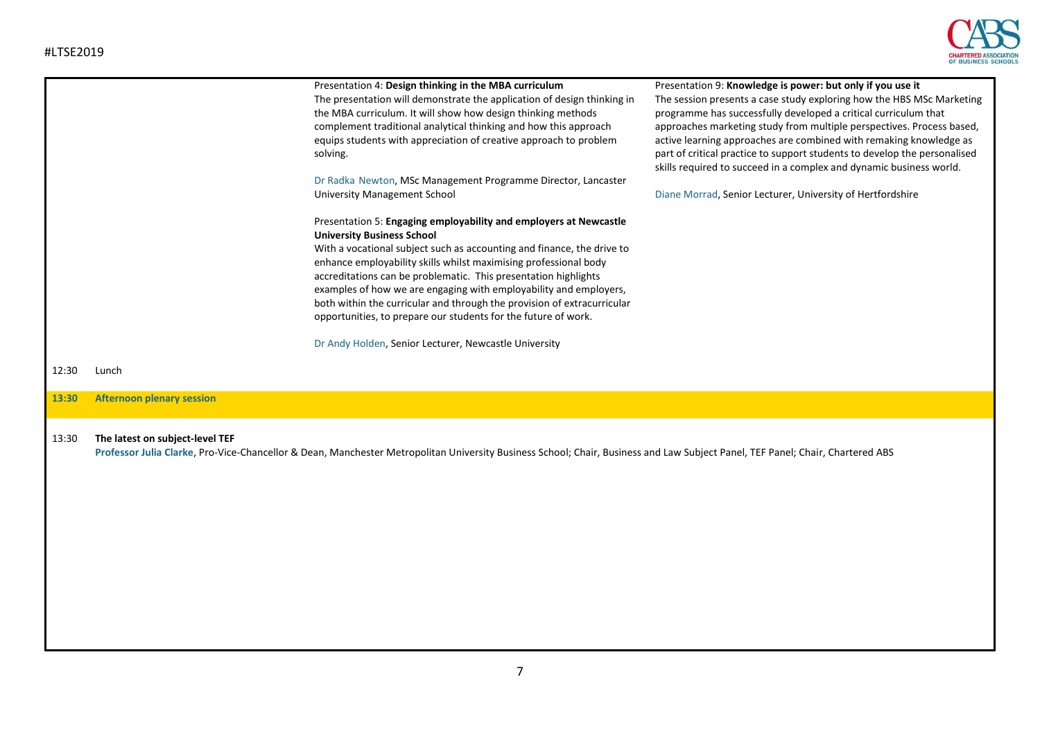Presentation 4: **Design thinking in the MBA curriculum**
The presentation will demonstrate the application of design thinking in the MBA curriculum. It will show how design thinking methods complement traditional analytical thinking and how this approach equips students with appreciation of creative approach to problem solving.

Dr Radka Newton, MSc Management Programme Director, Lancaster University Management School

Presentation 5: **Engaging employability and employers at Newcastle University Business School**
With a vocational subject such as accounting and finance, the drive to enhance employability skills whilst maximising professional body accreditations can be problematic. This presentation highlights examples of how we are engaging with employability and employers, both within the curricular and through the provision of extracurricular opportunities, to prepare our students for the future of work.

Dr Andy Holden, Senior Lecturer, Newcastle University

Presentation 9: **Knowledge is power: but only if you use it**
The session presents a case study exploring how the HBS MSc Marketing programme has successfully developed a critical curriculum that approaches marketing study from multiple perspectives. Process based, active learning approaches are combined with remaking knowledge as part of critical practice to support students to develop the personalised skills required to succeed in a complex and dynamic business world.

Diane Morrad, Senior Lecturer, University of Hertfordshire

12:30 Lunch

**13:30 Afternoon plenary session**

13:30 **The latest on subject-level TEF**
**Professor Julia Clarke**, Pro-Vice-Chancellor & Dean, Manchester Metropolitan University Business School; Chair, Business and Law Subject Panel, TEF Panel; Chair, Chartered ABS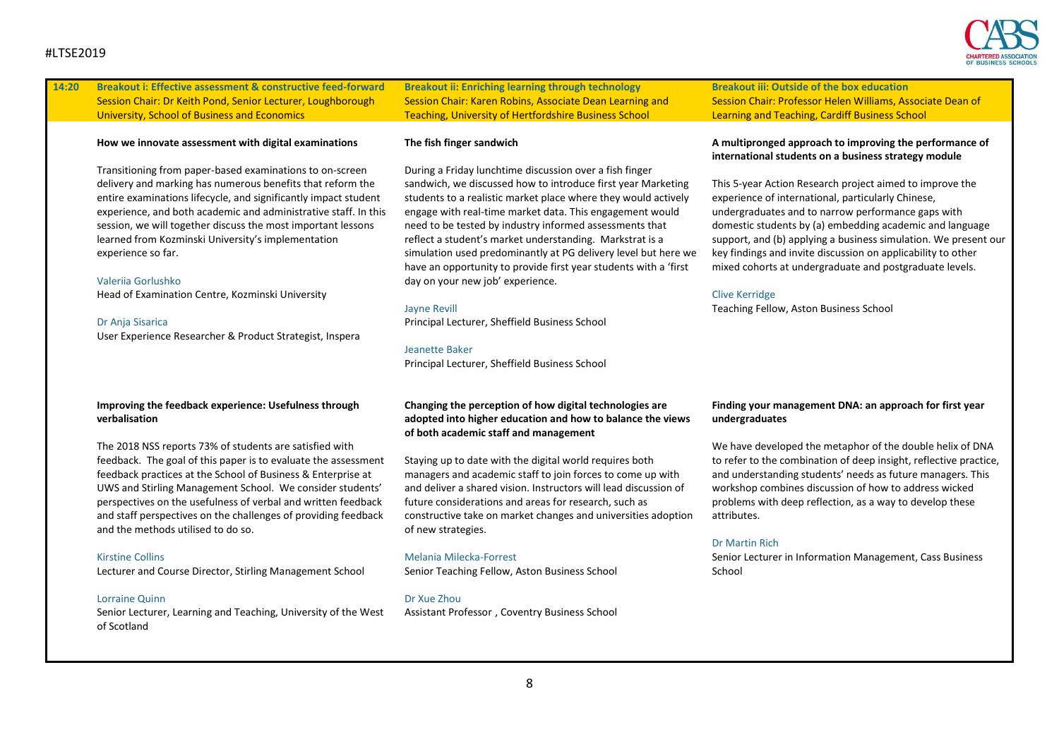## 14:20

### Breakout i: Effective assessment & constructive feed-forward

Session Chair: Dr Keith Pond, Senior Lecturer, Loughborough University, School of Business and Economics

**How we innovate assessment with digital examinations**

Transitioning from paper-based examinations to on-screen delivery and marking has numerous benefits that reform the entire examinations lifecycle, and significantly impact student experience, and both academic and administrative staff. In this session, we will together discuss the most important lessons learned from Kozminski University's implementation experience so far.

Valeriia Gorlushko
Head of Examination Centre, Kozminski University

Dr Anja Sisarica
User Experience Researcher & Product Strategist, Inspera

**Improving the feedback experience: Usefulness through verbalisation**

The 2018 NSS reports 73% of students are satisfied with feedback. The goal of this paper is to evaluate the assessment feedback practices at the School of Business & Enterprise at UWS and Stirling Management School. We consider students' perspectives on the usefulness of verbal and written feedback and staff perspectives on the challenges of providing feedback and the methods utilised to do so.

Kirstine Collins
Lecturer and Course Director, Stirling Management School

Lorraine Quinn
Senior Lecturer, Learning and Teaching, University of the West of Scotland

### Breakout ii: Enriching learning through technology

Session Chair: Karen Robins, Associate Dean Learning and Teaching, University of Hertfordshire Business School

**The fish finger sandwich**

During a Friday lunchtime discussion over a fish finger sandwich, we discussed how to introduce first year Marketing students to a realistic market place where they would actively engage with real-time market data. This engagement would need to be tested by industry informed assessments that reflect a student's market understanding. Markstrat is a simulation used predominantly at PG delivery level but here we have an opportunity to provide first year students with a 'first day on your new job' experience.

Jayne Revill
Principal Lecturer, Sheffield Business School

Jeanette Baker
Principal Lecturer, Sheffield Business School

**Changing the perception of how digital technologies are adopted into higher education and how to balance the views of both academic staff and management**

Staying up to date with the digital world requires both managers and academic staff to join forces to come up with and deliver a shared vision. Instructors will lead discussion of future considerations and areas for research, such as constructive take on market changes and universities adoption of new strategies.

Melania Milecka-Forrest
Senior Teaching Fellow, Aston Business School

Dr Xue Zhou
Assistant Professor , Coventry Business School

### Breakout iii: Outside of the box education

Session Chair: Professor Helen Williams, Associate Dean of Learning and Teaching, Cardiff Business School

**A multipronged approach to improving the performance of international students on a business strategy module**

This 5-year Action Research project aimed to improve the experience of international, particularly Chinese, undergraduates and to narrow performance gaps with domestic students by (a) embedding academic and language support, and (b) applying a business simulation. We present our key findings and invite discussion on applicability to other mixed cohorts at undergraduate and postgraduate levels.

Clive Kerridge
Teaching Fellow, Aston Business School

**Finding your management DNA: an approach for first year undergraduates**

We have developed the metaphor of the double helix of DNA to refer to the combination of deep insight, reflective practice, and understanding students' needs as future managers. This workshop combines discussion of how to address wicked problems with deep reflection, as a way to develop these attributes.

Dr Martin Rich
Senior Lecturer in Information Management, Cass Business School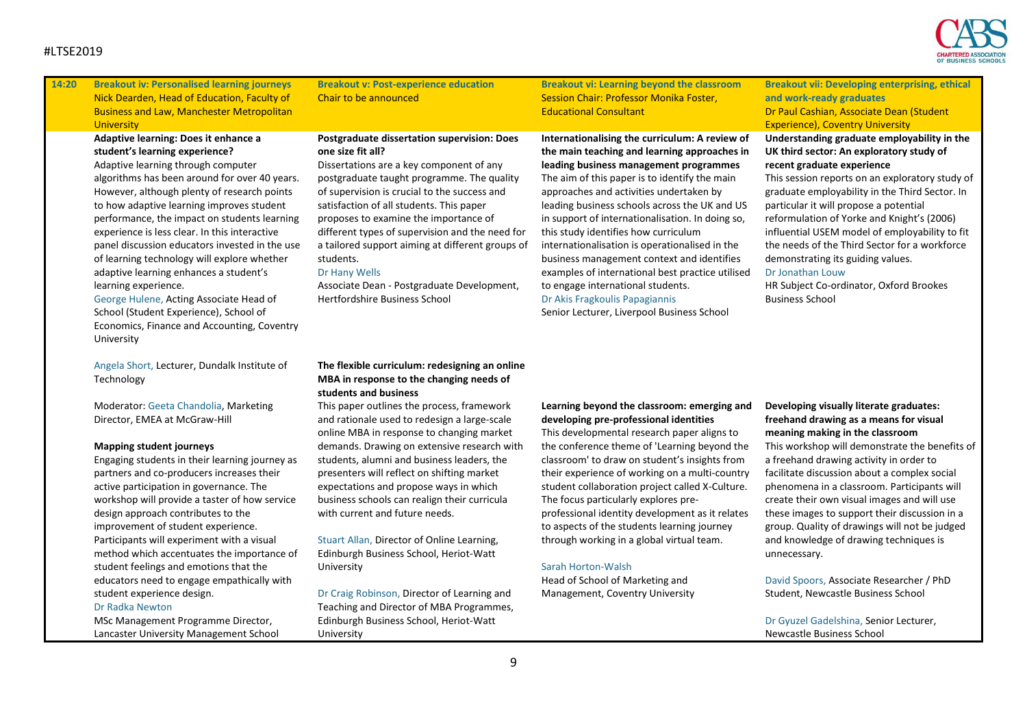## 14:20

### Breakout iv: Personalised learning journeys

Nick Dearden, Head of Education, Faculty of Business and Law, Manchester Metropolitan University

**Adaptive learning: Does it enhance a student's learning experience?**

Adaptive learning through computer algorithms has been around for over 40 years. However, although plenty of research points to how adaptive learning improves student performance, the impact on students learning experience is less clear. In this interactive panel discussion educators invested in the use of learning technology will explore whether adaptive learning enhances a student's learning experience.

George Hulene, Acting Associate Head of School (Student Experience), School of Economics, Finance and Accounting, Coventry University

Angela Short, Lecturer, Dundalk Institute of Technology

Moderator: Geeta Chandolia, Marketing Director, EMEA at McGraw-Hill

**Mapping student journeys**

Engaging students in their learning journey as partners and co-producers increases their active participation in governance. The workshop will provide a taster of how service design approach contributes to the improvement of student experience. Participants will experiment with a visual method which accentuates the importance of student feelings and emotions that the educators need to engage empathically with student experience design.

Dr Radka Newton

MSc Management Programme Director, Lancaster University Management School

### Breakout v: Post-experience education

Chair to be announced

**Postgraduate dissertation supervision: Does one size fit all?**

Dissertations are a key component of any postgraduate taught programme. The quality of supervision is crucial to the success and satisfaction of all students. This paper proposes to examine the importance of different types of supervision and the need for a tailored support aiming at different groups of students.

Dr Hany Wells

Associate Dean - Postgraduate Development, Hertfordshire Business School

**The flexible curriculum: redesigning an online MBA in response to the changing needs of students and business**

This paper outlines the process, framework and rationale used to redesign a large-scale online MBA in response to changing market demands. Drawing on extensive research with students, alumni and business leaders, the presenters will reflect on shifting market expectations and propose ways in which business schools can realign their curricula with current and future needs.

Stuart Allan, Director of Online Learning, Edinburgh Business School, Heriot-Watt University

Dr Craig Robinson, Director of Learning and Teaching and Director of MBA Programmes, Edinburgh Business School, Heriot-Watt University

### Breakout vi: Learning beyond the classroom

Session Chair: Professor Monika Foster, Educational Consultant

**Internationalising the curriculum: A review of the main teaching and learning approaches in leading business management programmes**

The aim of this paper is to identify the main approaches and activities undertaken by leading business schools across the UK and US in support of internationalisation. In doing so, this study identifies how curriculum internationalisation is operationalised in the business management context and identifies examples of international best practice utilised to engage international students.

Dr Akis Fragkoulis Papagiannis

Senior Lecturer, Liverpool Business School

**Learning beyond the classroom: emerging and developing pre-professional identities**

This developmental research paper aligns to the conference theme of 'Learning beyond the classroom' to draw on student's insights from their experience of working on a multi-country student collaboration project called X-Culture. The focus particularly explores pre-professional identity development as it relates to aspects of the students learning journey through working in a global virtual team.

Sarah Horton-Walsh

Head of School of Marketing and Management, Coventry University

### Breakout vii: Developing enterprising, ethical and work-ready graduates

Dr Paul Cashian, Associate Dean (Student Experience), Coventry University

**Understanding graduate employability in the UK third sector: An exploratory study of recent graduate experience**

This session reports on an exploratory study of graduate employability in the Third Sector. In particular it will propose a potential reformulation of Yorke and Knight's (2006) influential USEM model of employability to fit the needs of the Third Sector for a workforce demonstrating its guiding values.

Dr Jonathan Louw

HR Subject Co-ordinator, Oxford Brookes Business School

**Developing visually literate graduates: freehand drawing as a means for visual meaning making in the classroom**

This workshop will demonstrate the benefits of a freehand drawing activity in order to facilitate discussion about a complex social phenomena in a classroom. Participants will create their own visual images and will use these images to support their discussion in a group. Quality of drawings will not be judged and knowledge of drawing techniques is unnecessary.

David Spoors, Associate Researcher / PhD Student, Newcastle Business School

Dr Gyuzel Gadelshina, Senior Lecturer, Newcastle Business School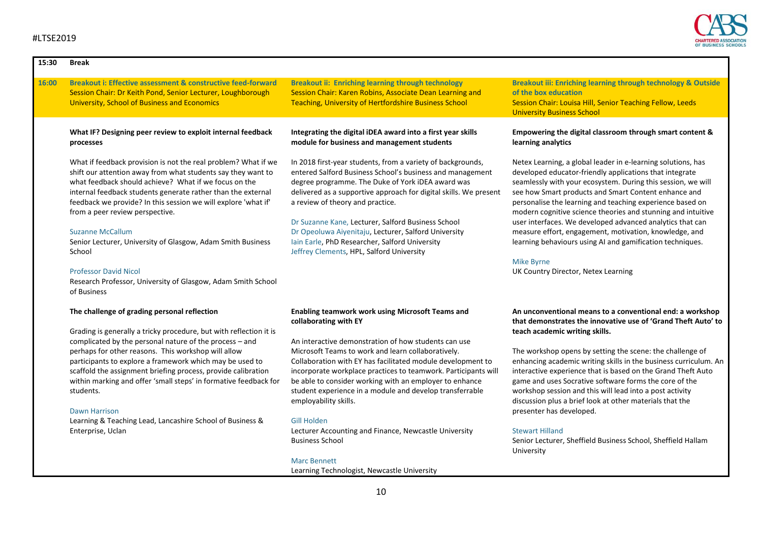**15:30 Break**

**16:00**

## Breakout i: Effective assessment & constructive feed-forward

Session Chair: Dr Keith Pond, Senior Lecturer, Loughborough University, School of Business and Economics

**What IF? Designing peer review to exploit internal feedback processes**

What if feedback provision is not the real problem? What if we shift our attention away from what students say they want to what feedback should achieve? What if we focus on the internal feedback students generate rather than the external feedback we provide? In this session we will explore 'what if' from a peer review perspective.

Suzanne McCallum
Senior Lecturer, University of Glasgow, Adam Smith Business School

Professor David Nicol
Research Professor, University of Glasgow, Adam Smith School of Business

**The challenge of grading personal reflection**

Grading is generally a tricky procedure, but with reflection it is complicated by the personal nature of the process – and perhaps for other reasons. This workshop will allow participants to explore a framework which may be used to scaffold the assignment briefing process, provide calibration within marking and offer 'small steps' in formative feedback for students.

Dawn Harrison
Learning & Teaching Lead, Lancashire School of Business & Enterprise, Uclan

## Breakout ii: Enriching learning through technology

Session Chair: Karen Robins, Associate Dean Learning and Teaching, University of Hertfordshire Business School

**Integrating the digital iDEA award into a first year skills module for business and management students**

In 2018 first-year students, from a variety of backgrounds, entered Salford Business School's business and management degree programme. The Duke of York iDEA award was delivered as a supportive approach for digital skills. We present a review of theory and practice.

Dr Suzanne Kane, Lecturer, Salford Business School
Dr Opeoluwa Aiyenitaju, Lecturer, Salford University
Iain Earle, PhD Researcher, Salford University
Jeffrey Clements, HPL, Salford University

**Enabling teamwork work using Microsoft Teams and collaborating with EY**

An interactive demonstration of how students can use Microsoft Teams to work and learn collaboratively. Collaboration with EY has facilitated module development to incorporate workplace practices to teamwork. Participants will be able to consider working with an employer to enhance student experience in a module and develop transferrable employability skills.

Gill Holden
Lecturer Accounting and Finance, Newcastle University Business School

Marc Bennett
Learning Technologist, Newcastle University

## Breakout iii: Enriching learning through technology & Outside of the box education

Session Chair: Louisa Hill, Senior Teaching Fellow, Leeds University Business School

**Empowering the digital classroom through smart content & learning analytics**

Netex Learning, a global leader in e-learning solutions, has developed educator-friendly applications that integrate seamlessly with your ecosystem. During this session, we will see how Smart products and Smart Content enhance and personalise the learning and teaching experience based on modern cognitive science theories and stunning and intuitive user interfaces. We developed advanced analytics that can measure effort, engagement, motivation, knowledge, and learning behaviours using AI and gamification techniques.

Mike Byrne
UK Country Director, Netex Learning

**An unconventional means to a conventional end: a workshop that demonstrates the innovative use of 'Grand Theft Auto' to teach academic writing skills.**

The workshop opens by setting the scene: the challenge of enhancing academic writing skills in the business curriculum. An interactive experience that is based on the Grand Theft Auto game and uses Socrative software forms the core of the workshop session and this will lead into a post activity discussion plus a brief look at other materials that the presenter has developed.

Stewart Hilland
Senior Lecturer, Sheffield Business School, Sheffield Hallam University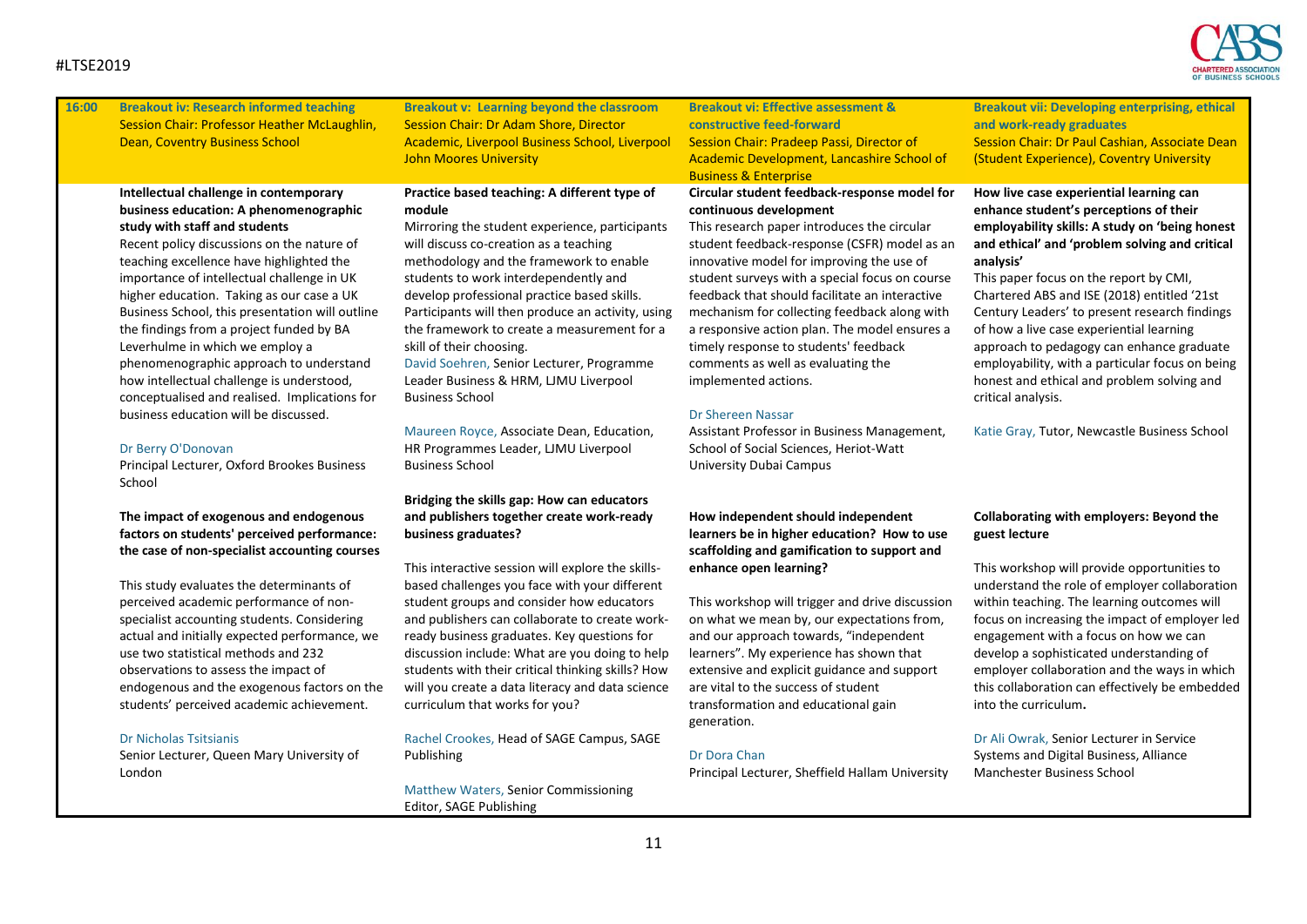**16:00**

## Breakout iv: Research informed teaching

Session Chair: Professor Heather McLaughlin, Dean, Coventry Business School

**Intellectual challenge in contemporary business education: A phenomenographic study with staff and students**

Recent policy discussions on the nature of teaching excellence have highlighted the importance of intellectual challenge in UK higher education. Taking as our case a UK Business School, this presentation will outline the findings from a project funded by BA Leverhulme in which we employ a phenomenographic approach to understand how intellectual challenge is understood, conceptualised and realised. Implications for business education will be discussed.

Dr Berry O'Donovan
Principal Lecturer, Oxford Brookes Business School

**The impact of exogenous and endogenous factors on students' perceived performance: the case of non-specialist accounting courses**

This study evaluates the determinants of perceived academic performance of non-specialist accounting students. Considering actual and initially expected performance, we use two statistical methods and 232 observations to assess the impact of endogenous and the exogenous factors on the students' perceived academic achievement.

Dr Nicholas Tsitsianis
Senior Lecturer, Queen Mary University of London

## Breakout v: Learning beyond the classroom

Session Chair: Dr Adam Shore, Director Academic, Liverpool Business School, Liverpool John Moores University

**Practice based teaching: A different type of module**

Mirroring the student experience, participants will discuss co-creation as a teaching methodology and the framework to enable students to work interdependently and develop professional practice based skills. Participants will then produce an activity, using the framework to create a measurement for a skill of their choosing.

David Soehren, Senior Lecturer, Programme Leader Business & HRM, LJMU Liverpool Business School

Maureen Royce, Associate Dean, Education, HR Programmes Leader, LJMU Liverpool Business School

**Bridging the skills gap: How can educators and publishers together create work-ready business graduates?**

This interactive session will explore the skills-based challenges you face with your different student groups and consider how educators and publishers can collaborate to create work-ready business graduates. Key questions for discussion include: What are you doing to help students with their critical thinking skills? How will you create a data literacy and data science curriculum that works for you?

Rachel Crookes, Head of SAGE Campus, SAGE Publishing

Matthew Waters, Senior Commissioning Editor, SAGE Publishing

## Breakout vi: Effective assessment & constructive feed-forward

Session Chair: Pradeep Passi, Director of Academic Development, Lancashire School of Business & Enterprise

**Circular student feedback-response model for continuous development**

This research paper introduces the circular student feedback-response (CSFR) model as an innovative model for improving the use of student surveys with a special focus on course feedback that should facilitate an interactive mechanism for collecting feedback along with a responsive action plan. The model ensures a timely response to students' feedback comments as well as evaluating the implemented actions.

Dr Shereen Nassar
Assistant Professor in Business Management, School of Social Sciences, Heriot-Watt University Dubai Campus

**How independent should independent learners be in higher education? How to use scaffolding and gamification to support and enhance open learning?**

This workshop will trigger and drive discussion on what we mean by, our expectations from, and our approach towards, "independent learners". My experience has shown that extensive and explicit guidance and support are vital to the success of student transformation and educational gain generation.

Dr Dora Chan
Principal Lecturer, Sheffield Hallam University

## Breakout vii: Developing enterprising, ethical and work-ready graduates

Session Chair: Dr Paul Cashian, Associate Dean (Student Experience), Coventry University

**How live case experiential learning can enhance student's perceptions of their employability skills: A study on 'being honest and ethical' and 'problem solving and critical analysis'**

This paper focus on the report by CMI, Chartered ABS and ISE (2018) entitled '21st Century Leaders' to present research findings of how a live case experiential learning approach to pedagogy can enhance graduate employability, with a particular focus on being honest and ethical and problem solving and critical analysis.

Katie Gray, Tutor, Newcastle Business School

**Collaborating with employers: Beyond the guest lecture**

This workshop will provide opportunities to understand the role of employer collaboration within teaching. The learning outcomes will focus on increasing the impact of employer led engagement with a focus on how we can develop a sophisticated understanding of employer collaboration and the ways in which this collaboration can effectively be embedded into the curriculum**.**

Dr Ali Owrak, Senior Lecturer in Service Systems and Digital Business, Alliance Manchester Business School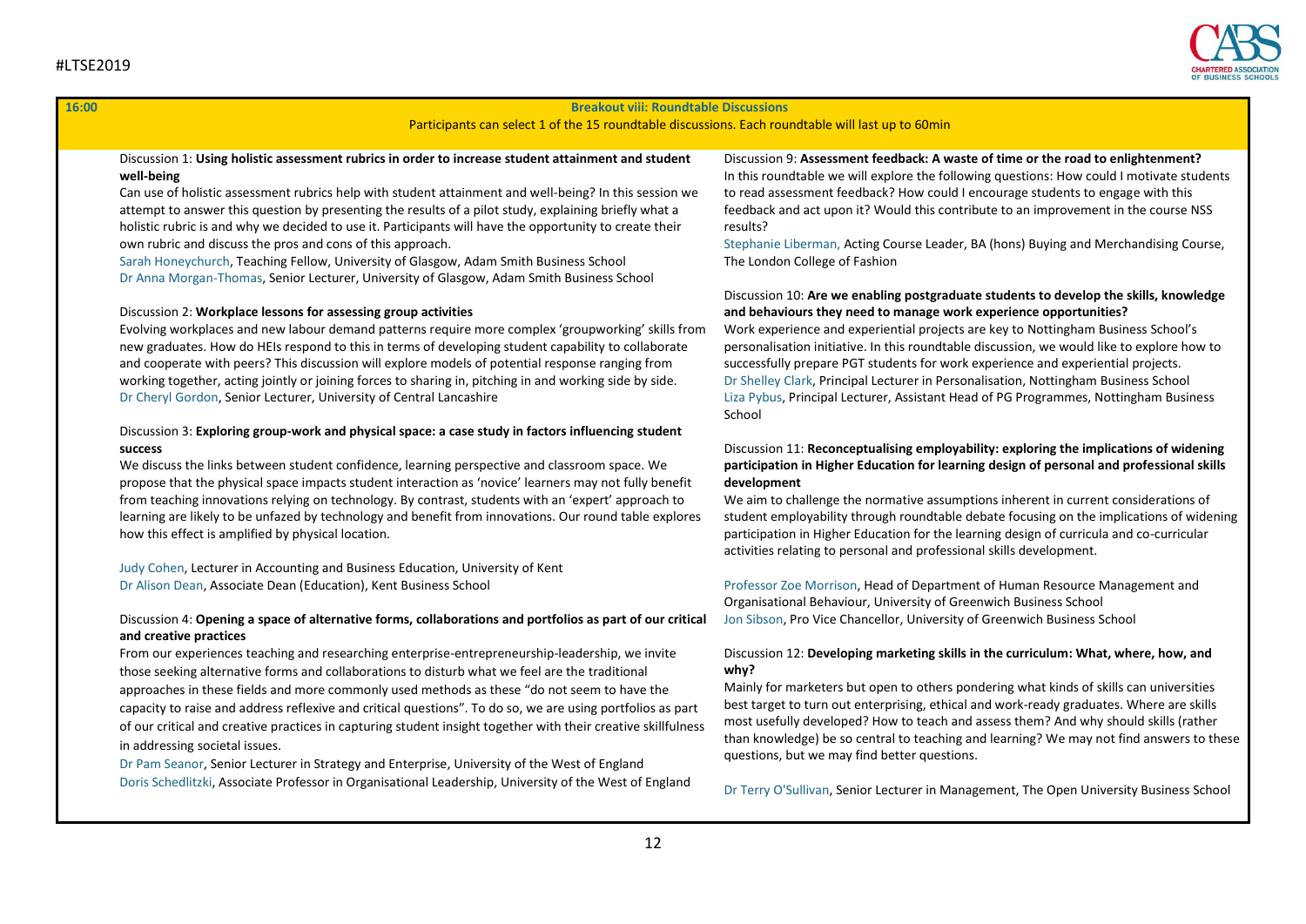**16:00** **Breakout viii: Roundtable Discussions**

Participants can select 1 of the 15 roundtable discussions. Each roundtable will last up to 60min

Discussion 1: **Using holistic assessment rubrics in order to increase student attainment and student well-being**

Can use of holistic assessment rubrics help with student attainment and well-being? In this session we attempt to answer this question by presenting the results of a pilot study, explaining briefly what a holistic rubric is and why we decided to use it. Participants will have the opportunity to create their own rubric and discuss the pros and cons of this approach.

Sarah Honeychurch, Teaching Fellow, University of Glasgow, Adam Smith Business School
Dr Anna Morgan-Thomas, Senior Lecturer, University of Glasgow, Adam Smith Business School

Discussion 2: **Workplace lessons for assessing group activities**

Evolving workplaces and new labour demand patterns require more complex 'groupworking' skills from new graduates. How do HEIs respond to this in terms of developing student capability to collaborate and cooperate with peers? This discussion will explore models of potential response ranging from working together, acting jointly or joining forces to sharing in, pitching in and working side by side.

Dr Cheryl Gordon, Senior Lecturer, University of Central Lancashire

Discussion 3: **Exploring group-work and physical space: a case study in factors influencing student success**

We discuss the links between student confidence, learning perspective and classroom space. We propose that the physical space impacts student interaction as 'novice' learners may not fully benefit from teaching innovations relying on technology. By contrast, students with an 'expert' approach to learning are likely to be unfazed by technology and benefit from innovations. Our round table explores how this effect is amplified by physical location.

Judy Cohen, Lecturer in Accounting and Business Education, University of Kent
Dr Alison Dean, Associate Dean (Education), Kent Business School

Discussion 4: **Opening a space of alternative forms, collaborations and portfolios as part of our critical and creative practices**

From our experiences teaching and researching enterprise-entrepreneurship-leadership, we invite those seeking alternative forms and collaborations to disturb what we feel are the traditional approaches in these fields and more commonly used methods as these "do not seem to have the capacity to raise and address reflexive and critical questions". To do so, we are using portfolios as part of our critical and creative practices in capturing student insight together with their creative skillfulness in addressing societal issues.

Dr Pam Seanor, Senior Lecturer in Strategy and Enterprise, University of the West of England
Doris Schedlitzki, Associate Professor in Organisational Leadership, University of the West of England

Discussion 9: **Assessment feedback: A waste of time or the road to enlightenment?**

In this roundtable we will explore the following questions: How could I motivate students to read assessment feedback? How could I encourage students to engage with this feedback and act upon it? Would this contribute to an improvement in the course NSS results?

Stephanie Liberman, Acting Course Leader, BA (hons) Buying and Merchandising Course, The London College of Fashion

Discussion 10: **Are we enabling postgraduate students to develop the skills, knowledge and behaviours they need to manage work experience opportunities?**

Work experience and experiential projects are key to Nottingham Business School's personalisation initiative. In this roundtable discussion, we would like to explore how to successfully prepare PGT students for work experience and experiential projects.

Dr Shelley Clark, Principal Lecturer in Personalisation, Nottingham Business School
Liza Pybus, Principal Lecturer, Assistant Head of PG Programmes, Nottingham Business School

Discussion 11: **Reconceptualising employability: exploring the implications of widening participation in Higher Education for learning design of personal and professional skills development**

We aim to challenge the normative assumptions inherent in current considerations of student employability through roundtable debate focusing on the implications of widening participation in Higher Education for the learning design of curricula and co-curricular activities relating to personal and professional skills development.

Professor Zoe Morrison, Head of Department of Human Resource Management and Organisational Behaviour, University of Greenwich Business School
Jon Sibson, Pro Vice Chancellor, University of Greenwich Business School

Discussion 12: **Developing marketing skills in the curriculum: What, where, how, and why?**

Mainly for marketers but open to others pondering what kinds of skills can universities best target to turn out enterprising, ethical and work-ready graduates. Where are skills most usefully developed? How to teach and assess them? And why should skills (rather than knowledge) be so central to teaching and learning? We may not find answers to these questions, but we may find better questions.

Dr Terry O'Sullivan, Senior Lecturer in Management, The Open University Business School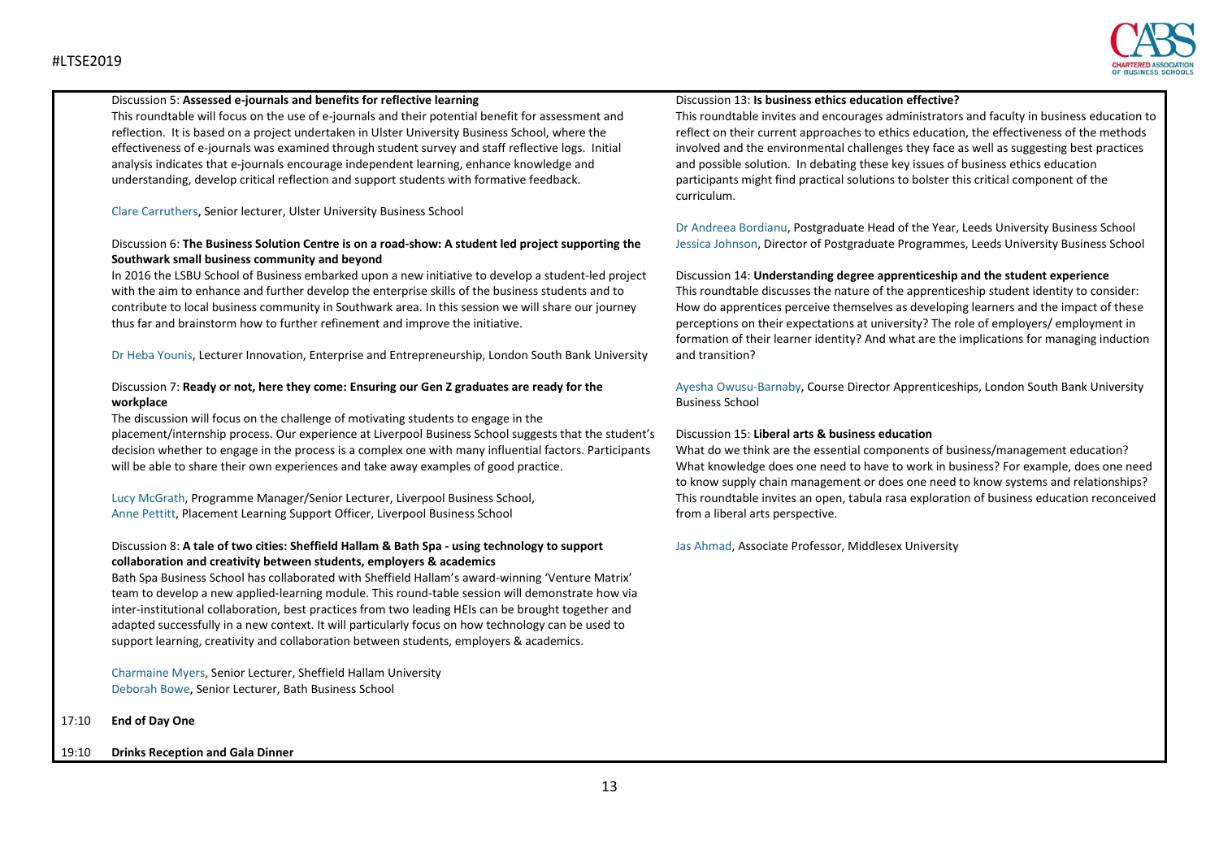Discussion 5: **Assessed e-journals and benefits for reflective learning**

This roundtable will focus on the use of e-journals and their potential benefit for assessment and reflection. It is based on a project undertaken in Ulster University Business School, where the effectiveness of e-journals was examined through student survey and staff reflective logs. Initial analysis indicates that e-journals encourage independent learning, enhance knowledge and understanding, develop critical reflection and support students with formative feedback.

Clare Carruthers, Senior lecturer, Ulster University Business School

Discussion 6: **The Business Solution Centre is on a road-show: A student led project supporting the Southwark small business community and beyond**

In 2016 the LSBU School of Business embarked upon a new initiative to develop a student-led project with the aim to enhance and further develop the enterprise skills of the business students and to contribute to local business community in Southwark area. In this session we will share our journey thus far and brainstorm how to further refinement and improve the initiative.

Dr Heba Younis, Lecturer Innovation, Enterprise and Entrepreneurship, London South Bank University

Discussion 7: **Ready or not, here they come: Ensuring our Gen Z graduates are ready for the workplace**

The discussion will focus on the challenge of motivating students to engage in the placement/internship process. Our experience at Liverpool Business School suggests that the student's decision whether to engage in the process is a complex one with many influential factors. Participants will be able to share their own experiences and take away examples of good practice.

Lucy McGrath, Programme Manager/Senior Lecturer, Liverpool Business School,
Anne Pettitt, Placement Learning Support Officer, Liverpool Business School

Discussion 8: **A tale of two cities: Sheffield Hallam & Bath Spa - using technology to support collaboration and creativity between students, employers & academics**

Bath Spa Business School has collaborated with Sheffield Hallam's award-winning 'Venture Matrix' team to develop a new applied-learning module. This round-table session will demonstrate how via inter-institutional collaboration, best practices from two leading HEIs can be brought together and adapted successfully in a new context. It will particularly focus on how technology can be used to support learning, creativity and collaboration between students, employers & academics.

Charmaine Myers, Senior Lecturer, Sheffield Hallam University
Deborah Bowe, Senior Lecturer, Bath Business School

Discussion 13: **Is business ethics education effective?**

This roundtable invites and encourages administrators and faculty in business education to reflect on their current approaches to ethics education, the effectiveness of the methods involved and the environmental challenges they face as well as suggesting best practices and possible solution. In debating these key issues of business ethics education participants might find practical solutions to bolster this critical component of the curriculum.

Dr Andreea Bordianu, Postgraduate Head of the Year, Leeds University Business School
Jessica Johnson, Director of Postgraduate Programmes, Leeds University Business School

Discussion 14: **Understanding degree apprenticeship and the student experience**

This roundtable discusses the nature of the apprenticeship student identity to consider: How do apprentices perceive themselves as developing learners and the impact of these perceptions on their expectations at university? The role of employers/ employment in formation of their learner identity? And what are the implications for managing induction and transition?

Ayesha Owusu-Barnaby, Course Director Apprenticeships, London South Bank University Business School

Discussion 15: **Liberal arts & business education**

What do we think are the essential components of business/management education? What knowledge does one need to have to work in business? For example, does one need to know supply chain management or does one need to know systems and relationships? This roundtable invites an open, tabula rasa exploration of business education reconceived from a liberal arts perspective.

Jas Ahmad, Associate Professor, Middlesex University

17:10 **End of Day One**

19:10 **Drinks Reception and Gala Dinner**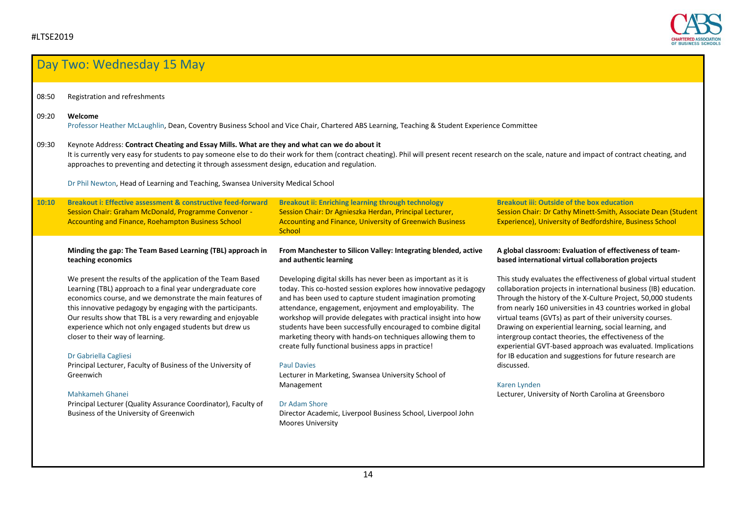## Day Two: Wednesday 15 May

**08:50** Registration and refreshments

**09:20** **Welcome**

Professor Heather McLaughlin, Dean, Coventry Business School and Vice Chair, Chartered ABS Learning, Teaching & Student Experience Committee

**09:30** Keynote Address: **Contract Cheating and Essay Mills. What are they and what can we do about it**

It is currently very easy for students to pay someone else to do their work for them (contract cheating). Phil will present recent research on the scale, nature and impact of contract cheating, and approaches to preventing and detecting it through assessment design, education and regulation.

Dr Phil Newton, Head of Learning and Teaching, Swansea University Medical School

**10:10**

### Breakout i: Effective assessment & constructive feed-forward

Session Chair: Graham McDonald, Programme Convenor - Accounting and Finance, Roehampton Business School

**Minding the gap: The Team Based Learning (TBL) approach in teaching economics**

We present the results of the application of the Team Based Learning (TBL) approach to a final year undergraduate core economics course, and we demonstrate the main features of this innovative pedagogy by engaging with the participants. Our results show that TBL is a very rewarding and enjoyable experience which not only engaged students but drew us closer to their way of learning.

Dr Gabriella Cagliesi
Principal Lecturer, Faculty of Business of the University of Greenwich

Mahkameh Ghanei
Principal Lecturer (Quality Assurance Coordinator), Faculty of Business of the University of Greenwich

### Breakout ii: Enriching learning through technology

Session Chair: Dr Agnieszka Herdan, Principal Lecturer, Accounting and Finance, University of Greenwich Business School

**From Manchester to Silicon Valley: Integrating blended, active and authentic learning**

Developing digital skills has never been as important as it is today. This co-hosted session explores how innovative pedagogy and has been used to capture student imagination promoting attendance, engagement, enjoyment and employability. The workshop will provide delegates with practical insight into how students have been successfully encouraged to combine digital marketing theory with hands-on techniques allowing them to create fully functional business apps in practice!

Paul Davies
Lecturer in Marketing, Swansea University School of Management

Dr Adam Shore
Director Academic, Liverpool Business School, Liverpool John Moores University

### Breakout iii: Outside of the box education

Session Chair: Dr Cathy Minett-Smith, Associate Dean (Student Experience), University of Bedfordshire, Business School

**A global classroom: Evaluation of effectiveness of team-based international virtual collaboration projects**

This study evaluates the effectiveness of global virtual student collaboration projects in international business (IB) education. Through the history of the X-Culture Project, 50,000 students from nearly 160 universities in 43 countries worked in global virtual teams (GVTs) as part of their university courses. Drawing on experiential learning, social learning, and intergroup contact theories, the effectiveness of the experiential GVT-based approach was evaluated. Implications for IB education and suggestions for future research are discussed.

Karen Lynden
Lecturer, University of North Carolina at Greensboro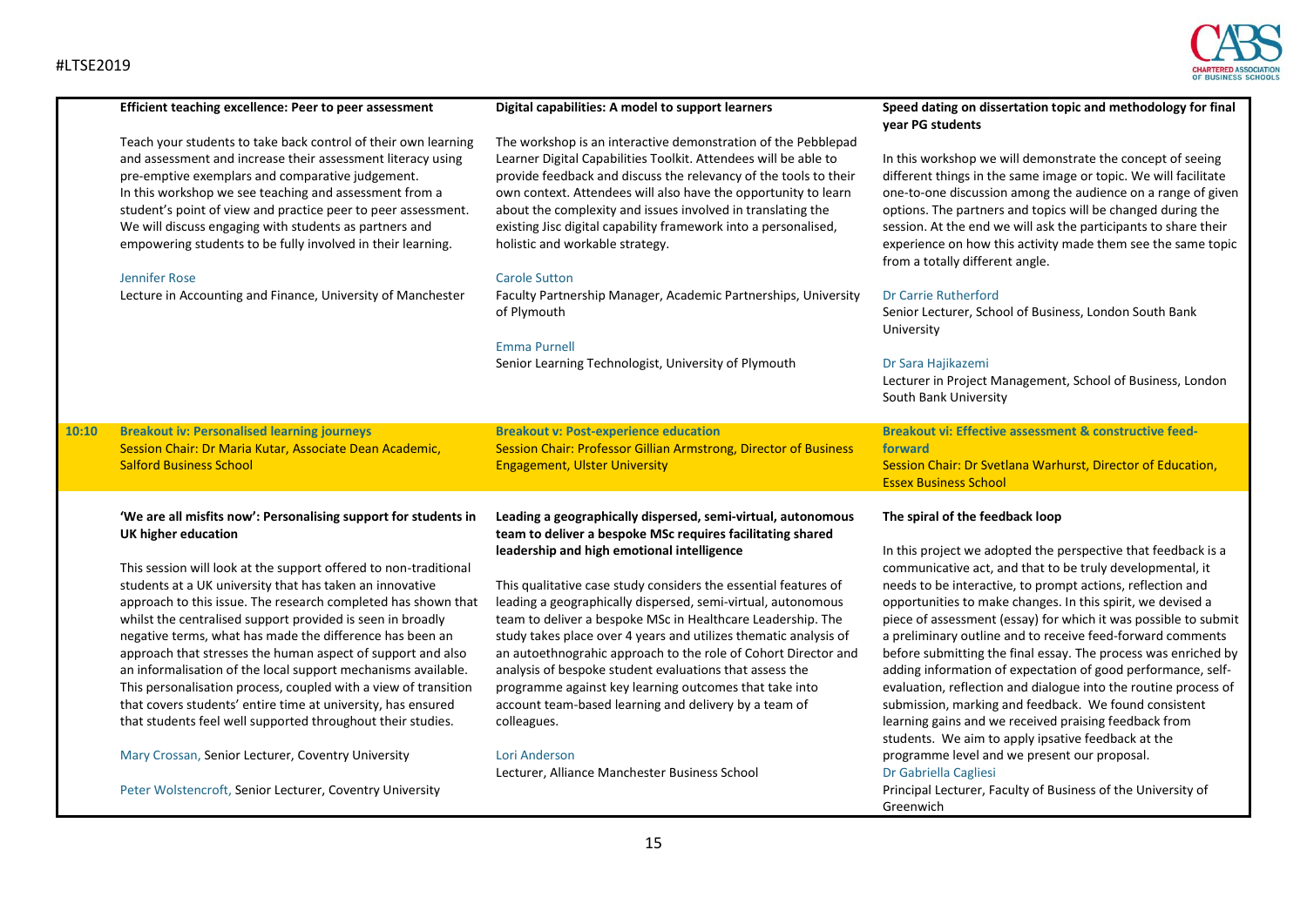### Efficient teaching excellence: Peer to peer assessment

Teach your students to take back control of their own learning and assessment and increase their assessment literacy using pre-emptive exemplars and comparative judgement.
In this workshop we see teaching and assessment from a student's point of view and practice peer to peer assessment. We will discuss engaging with students as partners and empowering students to be fully involved in their learning.

Jennifer Rose
Lecture in Accounting and Finance, University of Manchester

### Digital capabilities: A model to support learners

The workshop is an interactive demonstration of the Pebblepad Learner Digital Capabilities Toolkit. Attendees will be able to provide feedback and discuss the relevancy of the tools to their own context. Attendees will also have the opportunity to learn about the complexity and issues involved in translating the existing Jisc digital capability framework into a personalised, holistic and workable strategy.

Carole Sutton
Faculty Partnership Manager, Academic Partnerships, University of Plymouth

Emma Purnell
Senior Learning Technologist, University of Plymouth

### Speed dating on dissertation topic and methodology for final year PG students

In this workshop we will demonstrate the concept of seeing different things in the same image or topic. We will facilitate one-to-one discussion among the audience on a range of given options. The partners and topics will be changed during the session. At the end we will ask the participants to share their experience on how this activity made them see the same topic from a totally different angle.

Dr Carrie Rutherford
Senior Lecturer, School of Business, London South Bank University

Dr Sara Hajikazemi
Lecturer in Project Management, School of Business, London South Bank University

## 10:10

**Breakout iv: Personalised learning journeys**
Session Chair: Dr Maria Kutar, Associate Dean Academic, Salford Business School

**Breakout v: Post-experience education**
Session Chair: Professor Gillian Armstrong, Director of Business Engagement, Ulster University

**Breakout vi: Effective assessment & constructive feed-forward**
Session Chair: Dr Svetlana Warhurst, Director of Education, Essex Business School

### 'We are all misfits now': Personalising support for students in UK higher education

This session will look at the support offered to non-traditional students at a UK university that has taken an innovative approach to this issue. The research completed has shown that whilst the centralised support provided is seen in broadly negative terms, what has made the difference has been an approach that stresses the human aspect of support and also an informalisation of the local support mechanisms available. This personalisation process, coupled with a view of transition that covers students' entire time at university, has ensured that students feel well supported throughout their studies.

Mary Crossan, Senior Lecturer, Coventry University

Peter Wolstencroft, Senior Lecturer, Coventry University

### Leading a geographically dispersed, semi-virtual, autonomous team to deliver a bespoke MSc requires facilitating shared leadership and high emotional intelligence

This qualitative case study considers the essential features of leading a geographically dispersed, semi-virtual, autonomous team to deliver a bespoke MSc in Healthcare Leadership. The study takes place over 4 years and utilizes thematic analysis of an autoethnograhic approach to the role of Cohort Director and analysis of bespoke student evaluations that assess the programme against key learning outcomes that take into account team-based learning and delivery by a team of colleagues.

Lori Anderson
Lecturer, Alliance Manchester Business School

### The spiral of the feedback loop

In this project we adopted the perspective that feedback is a communicative act, and that to be truly developmental, it needs to be interactive, to prompt actions, reflection and opportunities to make changes. In this spirit, we devised a piece of assessment (essay) for which it was possible to submit a preliminary outline and to receive feed-forward comments before submitting the final essay. The process was enriched by adding information of expectation of good performance, self-evaluation, reflection and dialogue into the routine process of submission, marking and feedback. We found consistent learning gains and we received praising feedback from students. We aim to apply ipsative feedback at the programme level and we present our proposal.

Dr Gabriella Cagliesi
Principal Lecturer, Faculty of Business of the University of Greenwich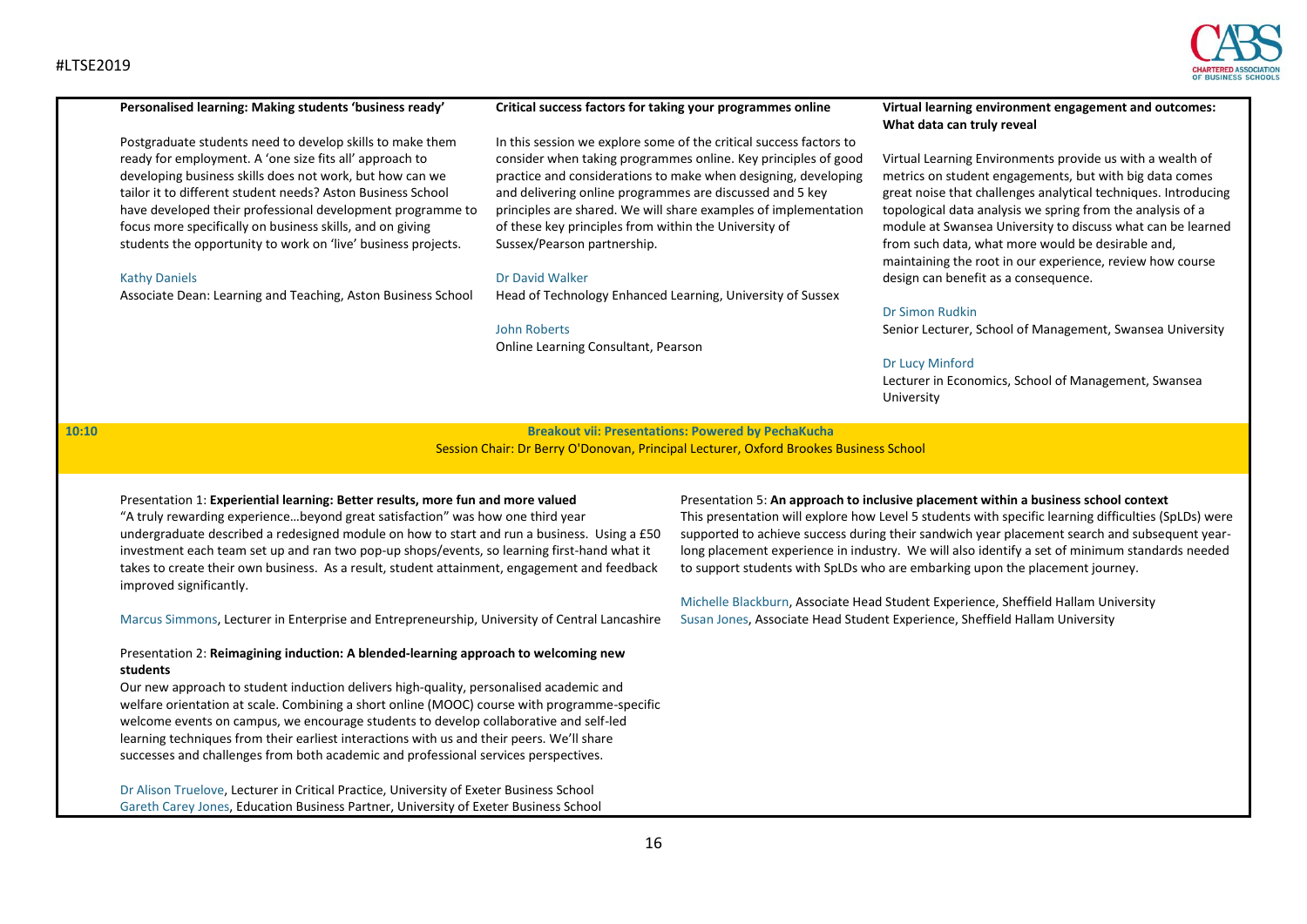### Personalised learning: Making students 'business ready'

Postgraduate students need to develop skills to make them ready for employment. A 'one size fits all' approach to developing business skills does not work, but how can we tailor it to different student needs? Aston Business School have developed their professional development programme to focus more specifically on business skills, and on giving students the opportunity to work on 'live' business projects.

Kathy Daniels
Associate Dean: Learning and Teaching, Aston Business School

### Critical success factors for taking your programmes online

In this session we explore some of the critical success factors to consider when taking programmes online. Key principles of good practice and considerations to make when designing, developing and delivering online programmes are discussed and 5 key principles are shared. We will share examples of implementation of these key principles from within the University of Sussex/Pearson partnership.

Dr David Walker
Head of Technology Enhanced Learning, University of Sussex

John Roberts
Online Learning Consultant, Pearson

### Virtual learning environment engagement and outcomes: What data can truly reveal

Virtual Learning Environments provide us with a wealth of metrics on student engagements, but with big data comes great noise that challenges analytical techniques. Introducing topological data analysis we spring from the analysis of a module at Swansea University to discuss what can be learned from such data, what more would be desirable and, maintaining the root in our experience, review how course design can benefit as a consequence.

Dr Simon Rudkin
Senior Lecturer, School of Management, Swansea University

Dr Lucy Minford
Lecturer in Economics, School of Management, Swansea University

## 10:10 Breakout vii: Presentations: Powered by PechaKucha

Session Chair: Dr Berry O'Donovan, Principal Lecturer, Oxford Brookes Business School

Presentation 1: **Experiential learning: Better results, more fun and more valued**

"A truly rewarding experience…beyond great satisfaction" was how one third year undergraduate described a redesigned module on how to start and run a business. Using a £50 investment each team set up and ran two pop-up shops/events, so learning first-hand what it takes to create their own business. As a result, student attainment, engagement and feedback improved significantly.

Marcus Simmons, Lecturer in Enterprise and Entrepreneurship, University of Central Lancashire

Presentation 2: **Reimagining induction: A blended-learning approach to welcoming new students**

Our new approach to student induction delivers high-quality, personalised academic and welfare orientation at scale. Combining a short online (MOOC) course with programme-specific welcome events on campus, we encourage students to develop collaborative and self-led learning techniques from their earliest interactions with us and their peers. We'll share successes and challenges from both academic and professional services perspectives.

Dr Alison Truelove, Lecturer in Critical Practice, University of Exeter Business School
Gareth Carey Jones, Education Business Partner, University of Exeter Business School

Presentation 5: **An approach to inclusive placement within a business school context**

This presentation will explore how Level 5 students with specific learning difficulties (SpLDs) were supported to achieve success during their sandwich year placement search and subsequent year-long placement experience in industry. We will also identify a set of minimum standards needed to support students with SpLDs who are embarking upon the placement journey.

Michelle Blackburn, Associate Head Student Experience, Sheffield Hallam University
Susan Jones, Associate Head Student Experience, Sheffield Hallam University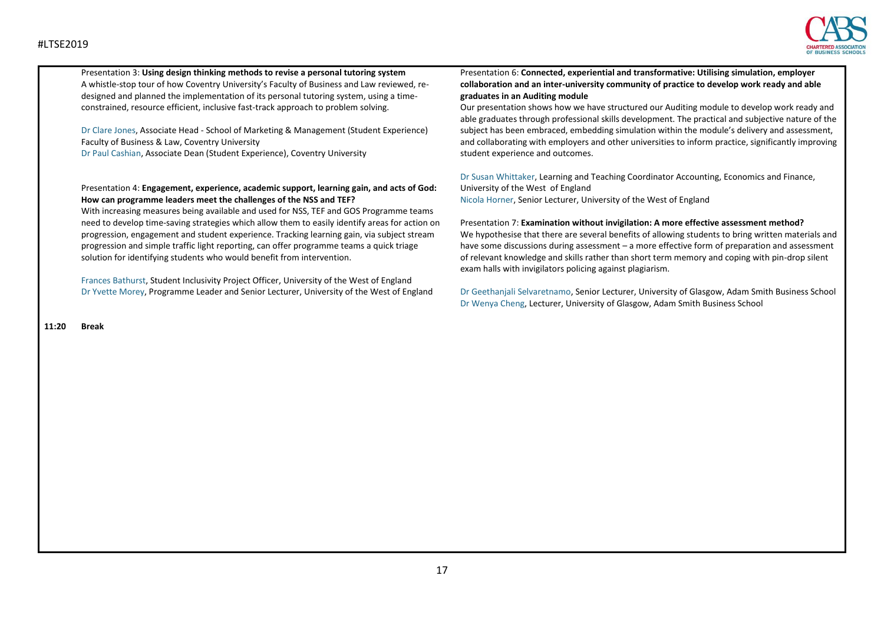Presentation 3: **Using design thinking methods to revise a personal tutoring system**
A whistle-stop tour of how Coventry University's Faculty of Business and Law reviewed, re-designed and planned the implementation of its personal tutoring system, using a time-constrained, resource efficient, inclusive fast-track approach to problem solving.

Dr Clare Jones, Associate Head - School of Marketing & Management (Student Experience) Faculty of Business & Law, Coventry University
Dr Paul Cashian, Associate Dean (Student Experience), Coventry University

Presentation 4: **Engagement, experience, academic support, learning gain, and acts of God: How can programme leaders meet the challenges of the NSS and TEF?**
With increasing measures being available and used for NSS, TEF and GOS Programme teams need to develop time-saving strategies which allow them to easily identify areas for action on progression, engagement and student experience. Tracking learning gain, via subject stream progression and simple traffic light reporting, can offer programme teams a quick triage solution for identifying students who would benefit from intervention.

Frances Bathurst, Student Inclusivity Project Officer, University of the West of England
Dr Yvette Morey, Programme Leader and Senior Lecturer, University of the West of England

Presentation 6: **Connected, experiential and transformative: Utilising simulation, employer collaboration and an inter-university community of practice to develop work ready and able graduates in an Auditing module**
Our presentation shows how we have structured our Auditing module to develop work ready and able graduates through professional skills development. The practical and subjective nature of the subject has been embraced, embedding simulation within the module's delivery and assessment, and collaborating with employers and other universities to inform practice, significantly improving student experience and outcomes.

Dr Susan Whittaker, Learning and Teaching Coordinator Accounting, Economics and Finance, University of the West of England
Nicola Horner, Senior Lecturer, University of the West of England

Presentation 7: **Examination without invigilation: A more effective assessment method?**
We hypothesise that there are several benefits of allowing students to bring written materials and have some discussions during assessment – a more effective form of preparation and assessment of relevant knowledge and skills rather than short term memory and coping with pin-drop silent exam halls with invigilators policing against plagiarism.

Dr Geethanjali Selvaretnamo, Senior Lecturer, University of Glasgow, Adam Smith Business School
Dr Wenya Cheng, Lecturer, University of Glasgow, Adam Smith Business School

**11:20 Break**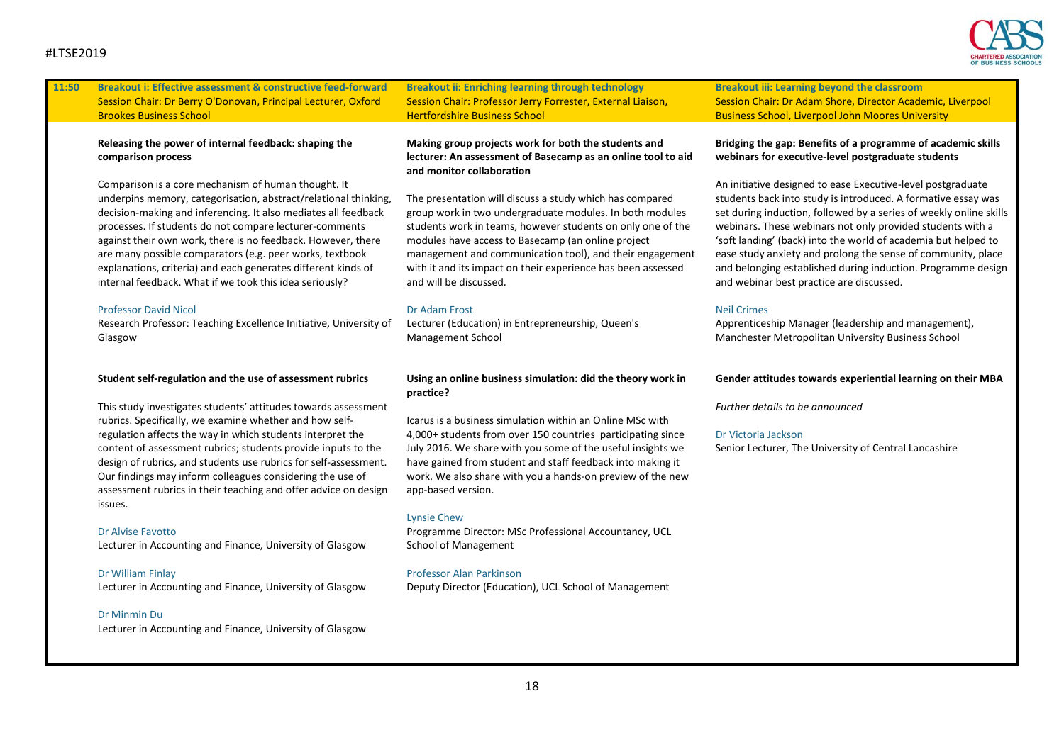## 11:50

### Breakout i: Effective assessment & constructive feed-forward

Session Chair: Dr Berry O'Donovan, Principal Lecturer, Oxford Brookes Business School

**Releasing the power of internal feedback: shaping the comparison process**

Comparison is a core mechanism of human thought. It underpins memory, categorisation, abstract/relational thinking, decision-making and inferencing. It also mediates all feedback processes. If students do not compare lecturer-comments against their own work, there is no feedback. However, there are many possible comparators (e.g. peer works, textbook explanations, criteria) and each generates different kinds of internal feedback. What if we took this idea seriously?

Professor David Nicol
Research Professor: Teaching Excellence Initiative, University of Glasgow

**Student self-regulation and the use of assessment rubrics**

This study investigates students' attitudes towards assessment rubrics. Specifically, we examine whether and how self-regulation affects the way in which students interpret the content of assessment rubrics; students provide inputs to the design of rubrics, and students use rubrics for self-assessment. Our findings may inform colleagues considering the use of assessment rubrics in their teaching and offer advice on design issues.

Dr Alvise Favotto
Lecturer in Accounting and Finance, University of Glasgow

Dr William Finlay
Lecturer in Accounting and Finance, University of Glasgow

Dr Minmin Du
Lecturer in Accounting and Finance, University of Glasgow

### Breakout ii: Enriching learning through technology

Session Chair: Professor Jerry Forrester, External Liaison, Hertfordshire Business School

**Making group projects work for both the students and lecturer: An assessment of Basecamp as an online tool to aid and monitor collaboration**

The presentation will discuss a study which has compared group work in two undergraduate modules. In both modules students work in teams, however students on only one of the modules have access to Basecamp (an online project management and communication tool), and their engagement with it and its impact on their experience has been assessed and will be discussed.

Dr Adam Frost
Lecturer (Education) in Entrepreneurship, Queen's Management School

**Using an online business simulation: did the theory work in practice?**

Icarus is a business simulation within an Online MSc with 4,000+ students from over 150 countries participating since July 2016. We share with you some of the useful insights we have gained from student and staff feedback into making it work. We also share with you a hands-on preview of the new app-based version.

Lynsie Chew
Programme Director: MSc Professional Accountancy, UCL School of Management

Professor Alan Parkinson
Deputy Director (Education), UCL School of Management

### Breakout iii: Learning beyond the classroom

Session Chair: Dr Adam Shore, Director Academic, Liverpool Business School, Liverpool John Moores University

**Bridging the gap: Benefits of a programme of academic skills webinars for executive-level postgraduate students**

An initiative designed to ease Executive-level postgraduate students back into study is introduced. A formative essay was set during induction, followed by a series of weekly online skills webinars. These webinars not only provided students with a 'soft landing' (back) into the world of academia but helped to ease study anxiety and prolong the sense of community, place and belonging established during induction. Programme design and webinar best practice are discussed.

Neil Crimes
Apprenticeship Manager (leadership and management), Manchester Metropolitan University Business School

**Gender attitudes towards experiential learning on their MBA**

*Further details to be announced*

Dr Victoria Jackson
Senior Lecturer, The University of Central Lancashire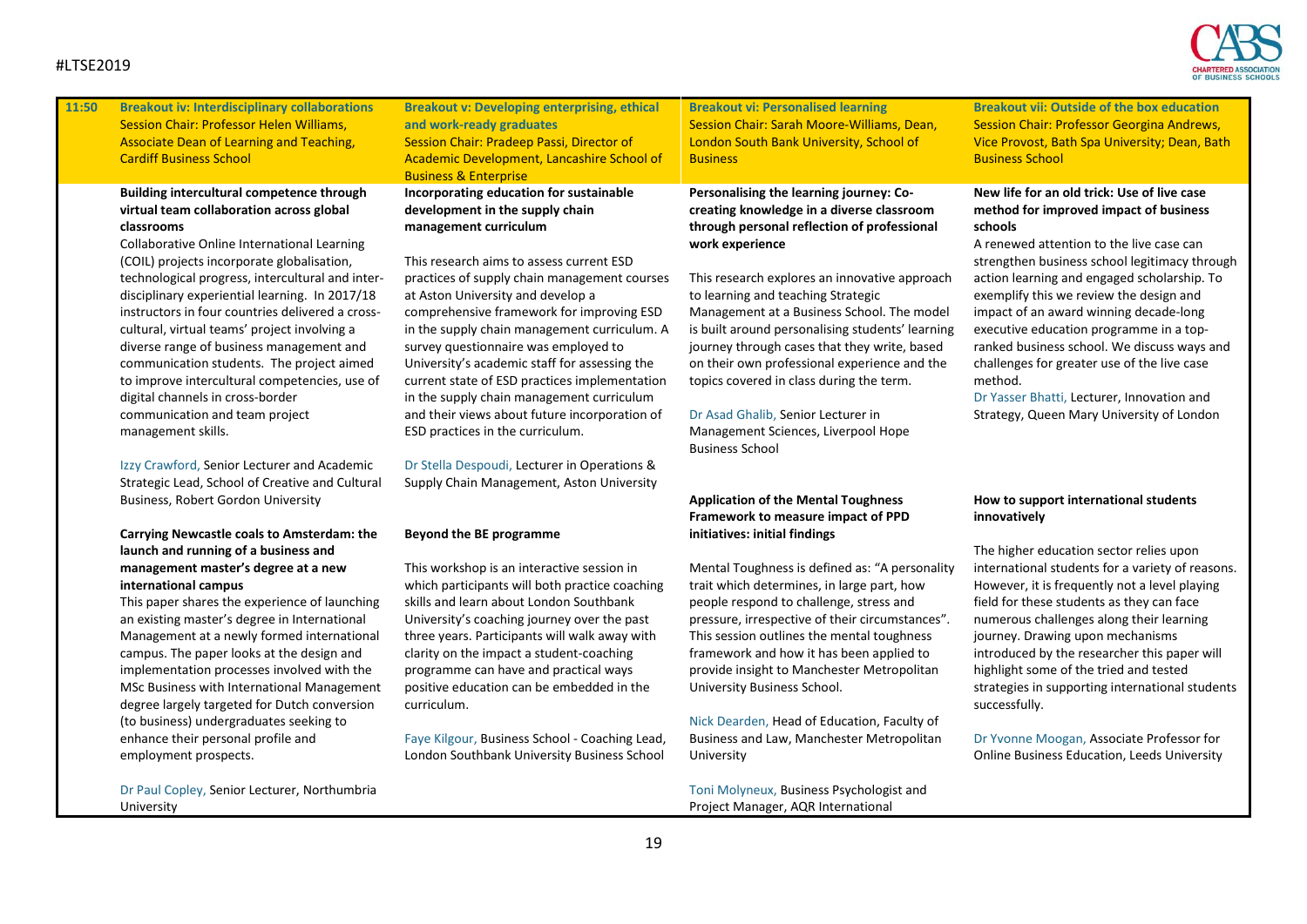## 11:50

### Breakout iv: Interdisciplinary collaborations

Session Chair: Professor Helen Williams, Associate Dean of Learning and Teaching, Cardiff Business School

**Building intercultural competence through virtual team collaboration across global classrooms**

Collaborative Online International Learning (COIL) projects incorporate globalisation, technological progress, intercultural and inter-disciplinary experiential learning. In 2017/18 instructors in four countries delivered a cross-cultural, virtual teams' project involving a diverse range of business management and communication students. The project aimed to improve intercultural competencies, use of digital channels in cross-border communication and team project management skills.

Izzy Crawford, Senior Lecturer and Academic Strategic Lead, School of Creative and Cultural Business, Robert Gordon University

**Carrying Newcastle coals to Amsterdam: the launch and running of a business and management master's degree at a new international campus**

This paper shares the experience of launching an existing master's degree in International Management at a newly formed international campus. The paper looks at the design and implementation processes involved with the MSc Business with International Management degree largely targeted for Dutch conversion (to business) undergraduates seeking to enhance their personal profile and employment prospects.

Dr Paul Copley, Senior Lecturer, Northumbria University

### Breakout v: Developing enterprising, ethical and work-ready graduates

Session Chair: Pradeep Passi, Director of Academic Development, Lancashire School of Business & Enterprise

**Incorporating education for sustainable development in the supply chain management curriculum**

This research aims to assess current ESD practices of supply chain management courses at Aston University and develop a comprehensive framework for improving ESD in the supply chain management curriculum. A survey questionnaire was employed to University's academic staff for assessing the current state of ESD practices implementation in the supply chain management curriculum and their views about future incorporation of ESD practices in the curriculum.

Dr Stella Despoudi, Lecturer in Operations & Supply Chain Management, Aston University

**Beyond the BE programme**

This workshop is an interactive session in which participants will both practice coaching skills and learn about London Southbank University's coaching journey over the past three years. Participants will walk away with clarity on the impact a student-coaching programme can have and practical ways positive education can be embedded in the curriculum.

Faye Kilgour, Business School - Coaching Lead, London Southbank University Business School

### Breakout vi: Personalised learning

Session Chair: Sarah Moore-Williams, Dean, London South Bank University, School of Business

**Personalising the learning journey: Co-creating knowledge in a diverse classroom through personal reflection of professional work experience**

This research explores an innovative approach to learning and teaching Strategic Management at a Business School. The model is built around personalising students' learning journey through cases that they write, based on their own professional experience and the topics covered in class during the term.

Dr Asad Ghalib, Senior Lecturer in Management Sciences, Liverpool Hope Business School

**Application of the Mental Toughness Framework to measure impact of PPD initiatives: initial findings**

Mental Toughness is defined as: "A personality trait which determines, in large part, how people respond to challenge, stress and pressure, irrespective of their circumstances". This session outlines the mental toughness framework and how it has been applied to provide insight to Manchester Metropolitan University Business School.

Nick Dearden, Head of Education, Faculty of Business and Law, Manchester Metropolitan University

Toni Molyneux, Business Psychologist and Project Manager, AQR International

### Breakout vii: Outside of the box education

Session Chair: Professor Georgina Andrews, Vice Provost, Bath Spa University; Dean, Bath Business School

**New life for an old trick: Use of live case method for improved impact of business schools**

A renewed attention to the live case can strengthen business school legitimacy through action learning and engaged scholarship. To exemplify this we review the design and impact of an award winning decade-long executive education programme in a top-ranked business school. We discuss ways and challenges for greater use of the live case method.

Dr Yasser Bhatti, Lecturer, Innovation and Strategy, Queen Mary University of London

**How to support international students innovatively**

The higher education sector relies upon international students for a variety of reasons. However, it is frequently not a level playing field for these students as they can face numerous challenges along their learning journey. Drawing upon mechanisms introduced by the researcher this paper will highlight some of the tried and tested strategies in supporting international students successfully.

Dr Yvonne Moogan, Associate Professor for Online Business Education, Leeds University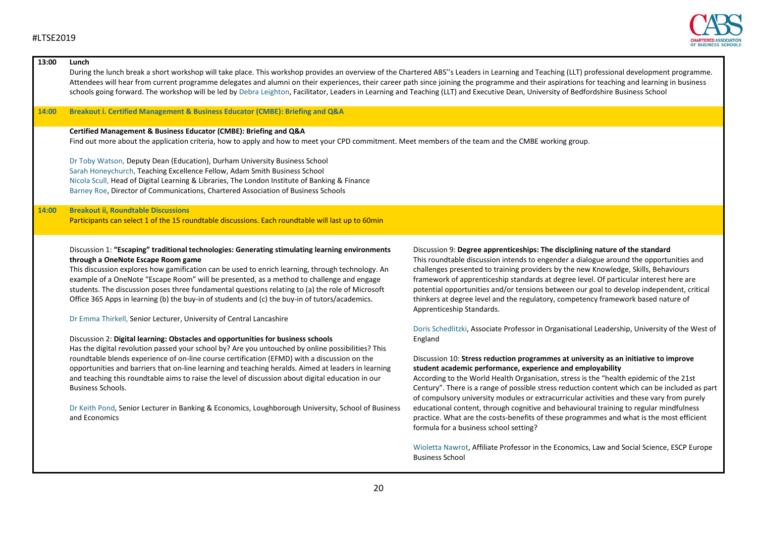**13:00 Lunch**

During the lunch break a short workshop will take place. This workshop provides an overview of the Chartered ABS''s Leaders in Learning and Teaching (LLT) professional development programme. Attendees will hear from current programme delegates and alumni on their experiences, their career path since joining the programme and their aspirations for teaching and learning in business schools going forward. The workshop will be led by Debra Leighton, Facilitator, Leaders in Learning and Teaching (LLT) and Executive Dean, University of Bedfordshire Business School

**14:00 Breakout i. Certified Management & Business Educator (CMBE): Briefing and Q&A**

**Certified Management & Business Educator (CMBE): Briefing and Q&A**

Find out more about the application criteria, how to apply and how to meet your CPD commitment. Meet members of the team and the CMBE working group.

Dr Toby Watson, Deputy Dean (Education), Durham University Business School
Sarah Honeychurch, Teaching Excellence Fellow, Adam Smith Business School
Nicola Scull, Head of Digital Learning & Libraries, The London Institute of Banking & Finance
Barney Roe, Director of Communications, Chartered Association of Business Schools

**14:00 Breakout ii, Roundtable Discussions**

Participants can select 1 of the 15 roundtable discussions. Each roundtable will last up to 60min

Discussion 1: **"Escaping" traditional technologies: Generating stimulating learning environments through a OneNote Escape Room game**

This discussion explores how gamification can be used to enrich learning, through technology. An example of a OneNote "Escape Room" will be presented, as a method to challenge and engage students. The discussion poses three fundamental questions relating to (a) the role of Microsoft Office 365 Apps in learning (b) the buy-in of students and (c) the buy-in of tutors/academics.

Dr Emma Thirkell, Senior Lecturer, University of Central Lancashire

Discussion 2: **Digital learning: Obstacles and opportunities for business schools**

Has the digital revolution passed your school by? Are you untouched by online possibilities? This roundtable blends experience of on-line course certification (EFMD) with a discussion on the opportunities and barriers that on-line learning and teaching heralds. Aimed at leaders in learning and teaching this roundtable aims to raise the level of discussion about digital education in our Business Schools.

Dr Keith Pond, Senior Lecturer in Banking & Economics, Loughborough University, School of Business and Economics

Discussion 9: **Degree apprenticeships: The disciplining nature of the standard**

This roundtable discussion intends to engender a dialogue around the opportunities and challenges presented to training providers by the new Knowledge, Skills, Behaviours framework of apprenticeship standards at degree level. Of particular interest here are potential opportunities and/or tensions between our goal to develop independent, critical thinkers at degree level and the regulatory, competency framework based nature of Apprenticeship Standards.

Doris Schedlitzki, Associate Professor in Organisational Leadership, University of the West of England

Discussion 10: **Stress reduction programmes at university as an initiative to improve student academic performance, experience and employability**

According to the World Health Organisation, stress is the "health epidemic of the 21st Century". There is a range of possible stress reduction content which can be included as part of compulsory university modules or extracurricular activities and these vary from purely educational content, through cognitive and behavioural training to regular mindfulness practice. What are the costs-benefits of these programmes and what is the most efficient formula for a business school setting?

Wioletta Nawrot, Affiliate Professor in the Economics, Law and Social Science, ESCP Europe Business School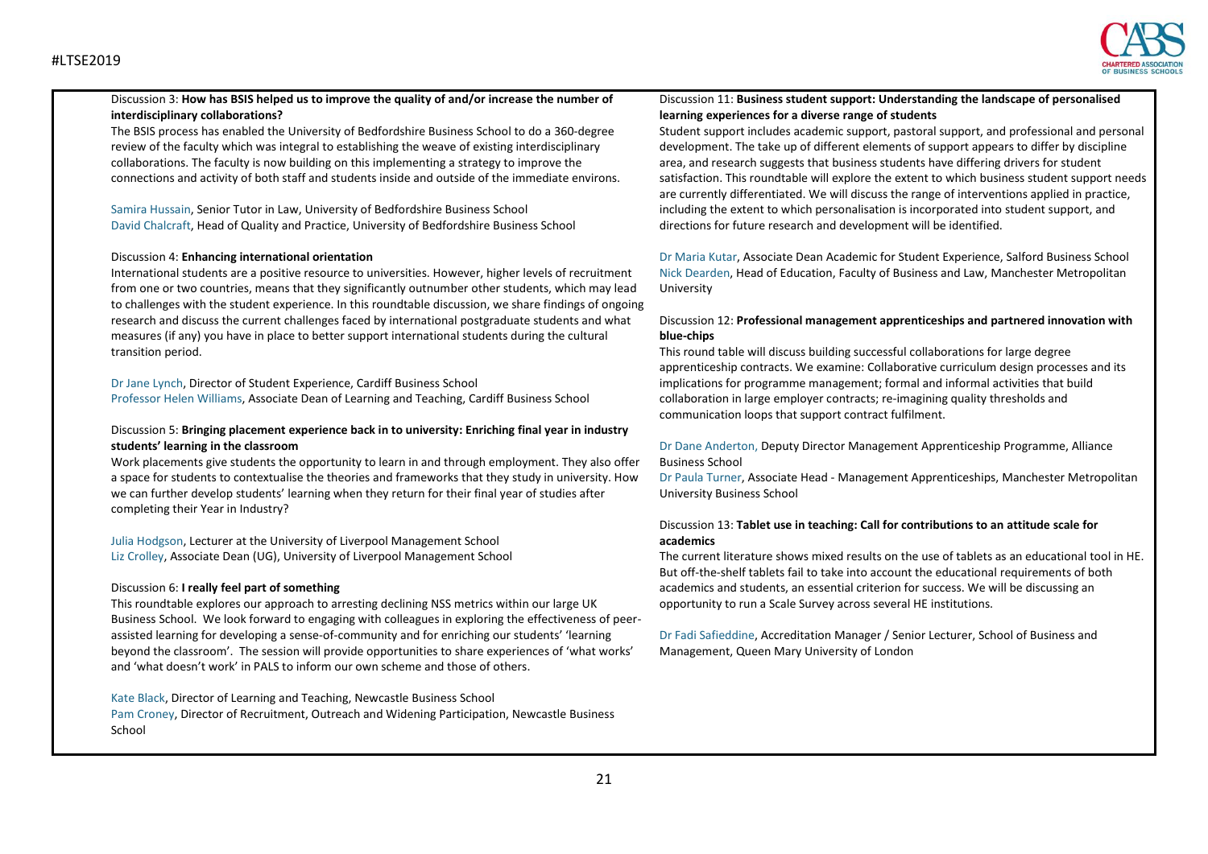Discussion 3: **How has BSIS helped us to improve the quality of and/or increase the number of interdisciplinary collaborations?**

The BSIS process has enabled the University of Bedfordshire Business School to do a 360-degree review of the faculty which was integral to establishing the weave of existing interdisciplinary collaborations. The faculty is now building on this implementing a strategy to improve the connections and activity of both staff and students inside and outside of the immediate environs.

Samira Hussain, Senior Tutor in Law, University of Bedfordshire Business School
David Chalcraft, Head of Quality and Practice, University of Bedfordshire Business School

Discussion 4: **Enhancing international orientation**

International students are a positive resource to universities. However, higher levels of recruitment from one or two countries, means that they significantly outnumber other students, which may lead to challenges with the student experience. In this roundtable discussion, we share findings of ongoing research and discuss the current challenges faced by international postgraduate students and what measures (if any) you have in place to better support international students during the cultural transition period.

Dr Jane Lynch, Director of Student Experience, Cardiff Business School
Professor Helen Williams, Associate Dean of Learning and Teaching, Cardiff Business School

Discussion 5: **Bringing placement experience back in to university: Enriching final year in industry students' learning in the classroom**

Work placements give students the opportunity to learn in and through employment. They also offer a space for students to contextualise the theories and frameworks that they study in university. How we can further develop students' learning when they return for their final year of studies after completing their Year in Industry?

Julia Hodgson, Lecturer at the University of Liverpool Management School
Liz Crolley, Associate Dean (UG), University of Liverpool Management School

Discussion 6: **I really feel part of something**

This roundtable explores our approach to arresting declining NSS metrics within our large UK Business School. We look forward to engaging with colleagues in exploring the effectiveness of peer-assisted learning for developing a sense-of-community and for enriching our students' 'learning beyond the classroom'. The session will provide opportunities to share experiences of 'what works' and 'what doesn't work' in PALS to inform our own scheme and those of others.

Kate Black, Director of Learning and Teaching, Newcastle Business School
Pam Croney, Director of Recruitment, Outreach and Widening Participation, Newcastle Business School

Discussion 11: **Business student support: Understanding the landscape of personalised learning experiences for a diverse range of students**

Student support includes academic support, pastoral support, and professional and personal development. The take up of different elements of support appears to differ by discipline area, and research suggests that business students have differing drivers for student satisfaction. This roundtable will explore the extent to which business student support needs are currently differentiated. We will discuss the range of interventions applied in practice, including the extent to which personalisation is incorporated into student support, and directions for future research and development will be identified.

Dr Maria Kutar, Associate Dean Academic for Student Experience, Salford Business School
Nick Dearden, Head of Education, Faculty of Business and Law, Manchester Metropolitan University

Discussion 12: **Professional management apprenticeships and partnered innovation with blue-chips**

This round table will discuss building successful collaborations for large degree apprenticeship contracts. We examine: Collaborative curriculum design processes and its implications for programme management; formal and informal activities that build collaboration in large employer contracts; re-imagining quality thresholds and communication loops that support contract fulfilment.

Dr Dane Anderton, Deputy Director Management Apprenticeship Programme, Alliance Business School
Dr Paula Turner, Associate Head - Management Apprenticeships, Manchester Metropolitan University Business School

Discussion 13: **Tablet use in teaching: Call for contributions to an attitude scale for academics**

The current literature shows mixed results on the use of tablets as an educational tool in HE. But off-the-shelf tablets fail to take into account the educational requirements of both academics and students, an essential criterion for success. We will be discussing an opportunity to run a Scale Survey across several HE institutions.

Dr Fadi Safieddine, Accreditation Manager / Senior Lecturer, School of Business and Management, Queen Mary University of London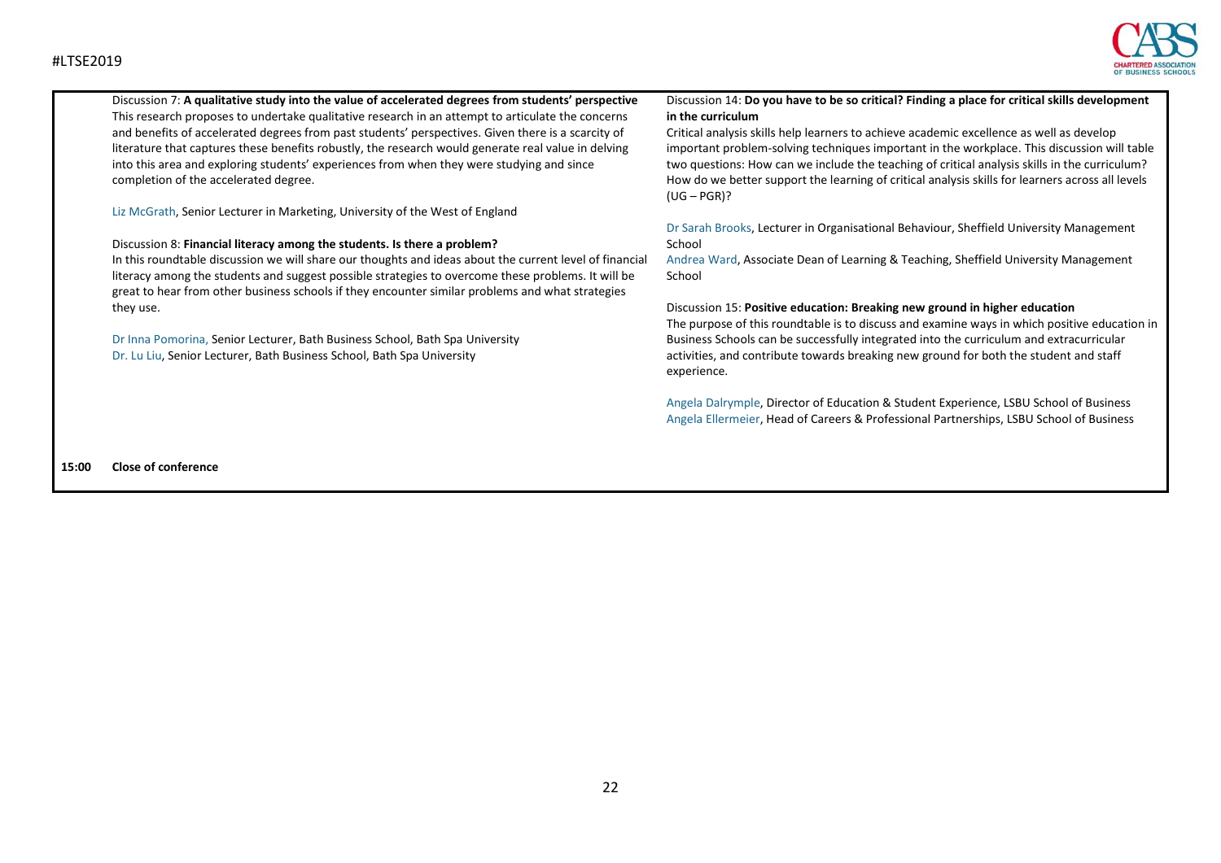Discussion 7: **A qualitative study into the value of accelerated degrees from students' perspective**
This research proposes to undertake qualitative research in an attempt to articulate the concerns and benefits of accelerated degrees from past students' perspectives. Given there is a scarcity of literature that captures these benefits robustly, the research would generate real value in delving into this area and exploring students' experiences from when they were studying and since completion of the accelerated degree.

Liz McGrath, Senior Lecturer in Marketing, University of the West of England

Discussion 8: **Financial literacy among the students. Is there a problem?**
In this roundtable discussion we will share our thoughts and ideas about the current level of financial literacy among the students and suggest possible strategies to overcome these problems. It will be great to hear from other business schools if they encounter similar problems and what strategies they use.

Dr Inna Pomorina, Senior Lecturer, Bath Business School, Bath Spa University
Dr. Lu Liu, Senior Lecturer, Bath Business School, Bath Spa University

Discussion 14: **Do you have to be so critical? Finding a place for critical skills development in the curriculum**
Critical analysis skills help learners to achieve academic excellence as well as develop important problem-solving techniques important in the workplace. This discussion will table two questions: How can we include the teaching of critical analysis skills in the curriculum? How do we better support the learning of critical analysis skills for learners across all levels (UG – PGR)?

Dr Sarah Brooks, Lecturer in Organisational Behaviour, Sheffield University Management School
Andrea Ward, Associate Dean of Learning & Teaching, Sheffield University Management School

Discussion 15: **Positive education: Breaking new ground in higher education**
The purpose of this roundtable is to discuss and examine ways in which positive education in Business Schools can be successfully integrated into the curriculum and extracurricular activities, and contribute towards breaking new ground for both the student and staff experience.

Angela Dalrymple, Director of Education & Student Experience, LSBU School of Business
Angela Ellermeier, Head of Careers & Professional Partnerships, LSBU School of Business

**15:00 Close of conference**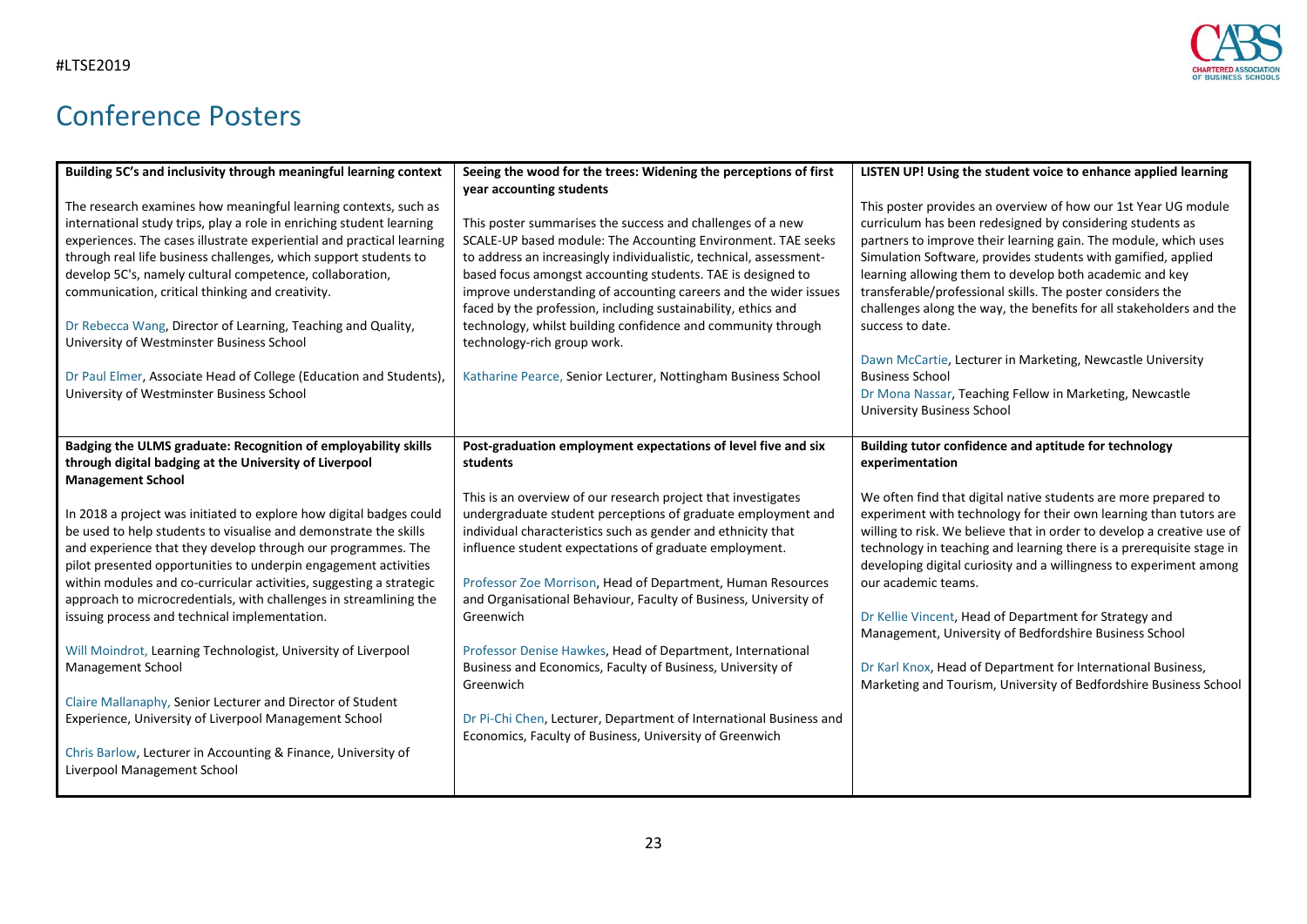# Conference Posters

### Building 5C's and inclusivity through meaningful learning context

The research examines how meaningful learning contexts, such as international study trips, play a role in enriching student learning experiences. The cases illustrate experiential and practical learning through real life business challenges, which support students to develop 5C's, namely cultural competence, collaboration, communication, critical thinking and creativity.

Dr Rebecca Wang, Director of Learning, Teaching and Quality, University of Westminster Business School

Dr Paul Elmer, Associate Head of College (Education and Students), University of Westminster Business School

### Seeing the wood for the trees: Widening the perceptions of first year accounting students

This poster summarises the success and challenges of a new SCALE-UP based module: The Accounting Environment. TAE seeks to address an increasingly individualistic, technical, assessment-based focus amongst accounting students. TAE is designed to improve understanding of accounting careers and the wider issues faced by the profession, including sustainability, ethics and technology, whilst building confidence and community through technology-rich group work.

Katharine Pearce, Senior Lecturer, Nottingham Business School

### LISTEN UP! Using the student voice to enhance applied learning

This poster provides an overview of how our 1st Year UG module curriculum has been redesigned by considering students as partners to improve their learning gain. The module, which uses Simulation Software, provides students with gamified, applied learning allowing them to develop both academic and key transferable/professional skills. The poster considers the challenges along the way, the benefits for all stakeholders and the success to date.

Dawn McCartie, Lecturer in Marketing, Newcastle University Business School

Dr Mona Nassar, Teaching Fellow in Marketing, Newcastle University Business School

### Badging the ULMS graduate: Recognition of employability skills through digital badging at the University of Liverpool Management School

In 2018 a project was initiated to explore how digital badges could be used to help students to visualise and demonstrate the skills and experience that they develop through our programmes. The pilot presented opportunities to underpin engagement activities within modules and co-curricular activities, suggesting a strategic approach to microcredentials, with challenges in streamlining the issuing process and technical implementation.

Will Moindrot, Learning Technologist, University of Liverpool Management School

Claire Mallanaphy, Senior Lecturer and Director of Student Experience, University of Liverpool Management School

Chris Barlow, Lecturer in Accounting & Finance, University of Liverpool Management School

### Post-graduation employment expectations of level five and six students

This is an overview of our research project that investigates undergraduate student perceptions of graduate employment and individual characteristics such as gender and ethnicity that influence student expectations of graduate employment.

Professor Zoe Morrison, Head of Department, Human Resources and Organisational Behaviour, Faculty of Business, University of Greenwich

Professor Denise Hawkes, Head of Department, International Business and Economics, Faculty of Business, University of Greenwich

Dr Pi-Chi Chen, Lecturer, Department of International Business and Economics, Faculty of Business, University of Greenwich

### Building tutor confidence and aptitude for technology experimentation

We often find that digital native students are more prepared to experiment with technology for their own learning than tutors are willing to risk. We believe that in order to develop a creative use of technology in teaching and learning there is a prerequisite stage in developing digital curiosity and a willingness to experiment among our academic teams.

Dr Kellie Vincent, Head of Department for Strategy and Management, University of Bedfordshire Business School

Dr Karl Knox, Head of Department for International Business, Marketing and Tourism, University of Bedfordshire Business School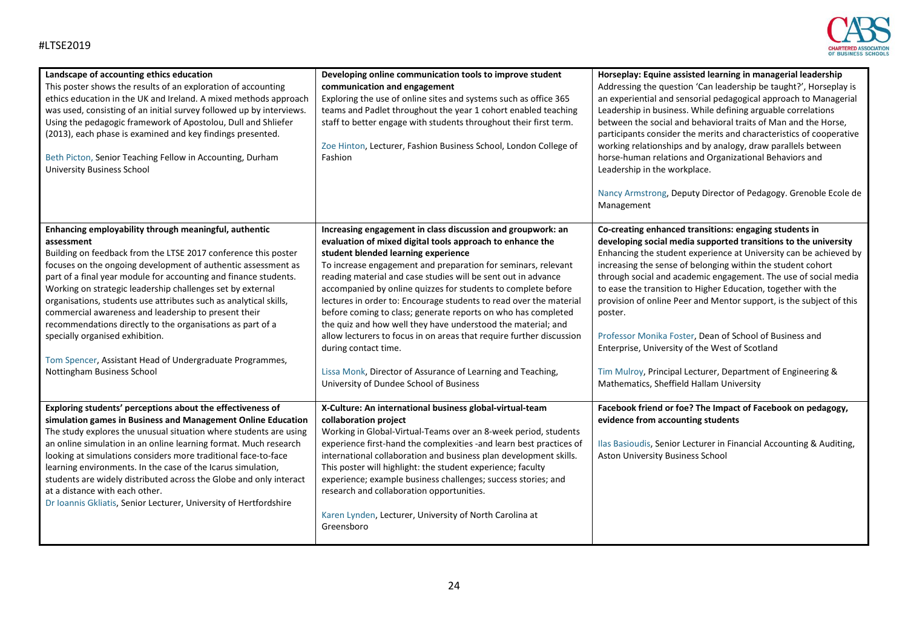**Landscape of accounting ethics education**

This poster shows the results of an exploration of accounting ethics education in the UK and Ireland. A mixed methods approach was used, consisting of an initial survey followed up by interviews. Using the pedagogic framework of Apostolou, Dull and Shliefer (2013), each phase is examined and key findings presented.

Beth Picton, Senior Teaching Fellow in Accounting, Durham University Business School

**Developing online communication tools to improve student communication and engagement**

Exploring the use of online sites and systems such as office 365 teams and Padlet throughout the year 1 cohort enabled teaching staff to better engage with students throughout their first term.

Zoe Hinton, Lecturer, Fashion Business School, London College of Fashion

**Horseplay: Equine assisted learning in managerial leadership**

Addressing the question 'Can leadership be taught?', Horseplay is an experiential and sensorial pedagogical approach to Managerial Leadership in business. While defining arguable correlations between the social and behavioral traits of Man and the Horse, participants consider the merits and characteristics of cooperative working relationships and by analogy, draw parallels between horse-human relations and Organizational Behaviors and Leadership in the workplace.

Nancy Armstrong, Deputy Director of Pedagogy. Grenoble Ecole de Management

**Enhancing employability through meaningful, authentic assessment**

Building on feedback from the LTSE 2017 conference this poster focuses on the ongoing development of authentic assessment as part of a final year module for accounting and finance students. Working on strategic leadership challenges set by external organisations, students use attributes such as analytical skills, commercial awareness and leadership to present their recommendations directly to the organisations as part of a specially organised exhibition.

Tom Spencer, Assistant Head of Undergraduate Programmes, Nottingham Business School

**Increasing engagement in class discussion and groupwork: an evaluation of mixed digital tools approach to enhance the student blended learning experience**

To increase engagement and preparation for seminars, relevant reading material and case studies will be sent out in advance accompanied by online quizzes for students to complete before lectures in order to: Encourage students to read over the material before coming to class; generate reports on who has completed the quiz and how well they have understood the material; and allow lecturers to focus in on areas that require further discussion during contact time.

Lissa Monk, Director of Assurance of Learning and Teaching, University of Dundee School of Business

**Co-creating enhanced transitions: engaging students in developing social media supported transitions to the university**

Enhancing the student experience at University can be achieved by increasing the sense of belonging within the student cohort through social and academic engagement. The use of social media to ease the transition to Higher Education, together with the provision of online Peer and Mentor support, is the subject of this poster.

Professor Monika Foster, Dean of School of Business and Enterprise, University of the West of Scotland

Tim Mulroy, Principal Lecturer, Department of Engineering & Mathematics, Sheffield Hallam University

**Exploring students' perceptions about the effectiveness of simulation games in Business and Management Online Education**

The study explores the unusual situation where students are using an online simulation in an online learning format. Much research looking at simulations considers more traditional face-to-face learning environments. In the case of the Icarus simulation, students are widely distributed across the Globe and only interact at a distance with each other.

Dr Ioannis Gkliatis, Senior Lecturer, University of Hertfordshire

**X-Culture: An international business global-virtual-team collaboration project**

Working in Global-Virtual-Teams over an 8-week period, students experience first-hand the complexities -and learn best practices of international collaboration and business plan development skills. This poster will highlight: the student experience; faculty experience; example business challenges; success stories; and research and collaboration opportunities.

Karen Lynden, Lecturer, University of North Carolina at Greensboro

**Facebook friend or foe? The Impact of Facebook on pedagogy, evidence from accounting students**

Ilas Basioudis, Senior Lecturer in Financial Accounting & Auditing, Aston University Business School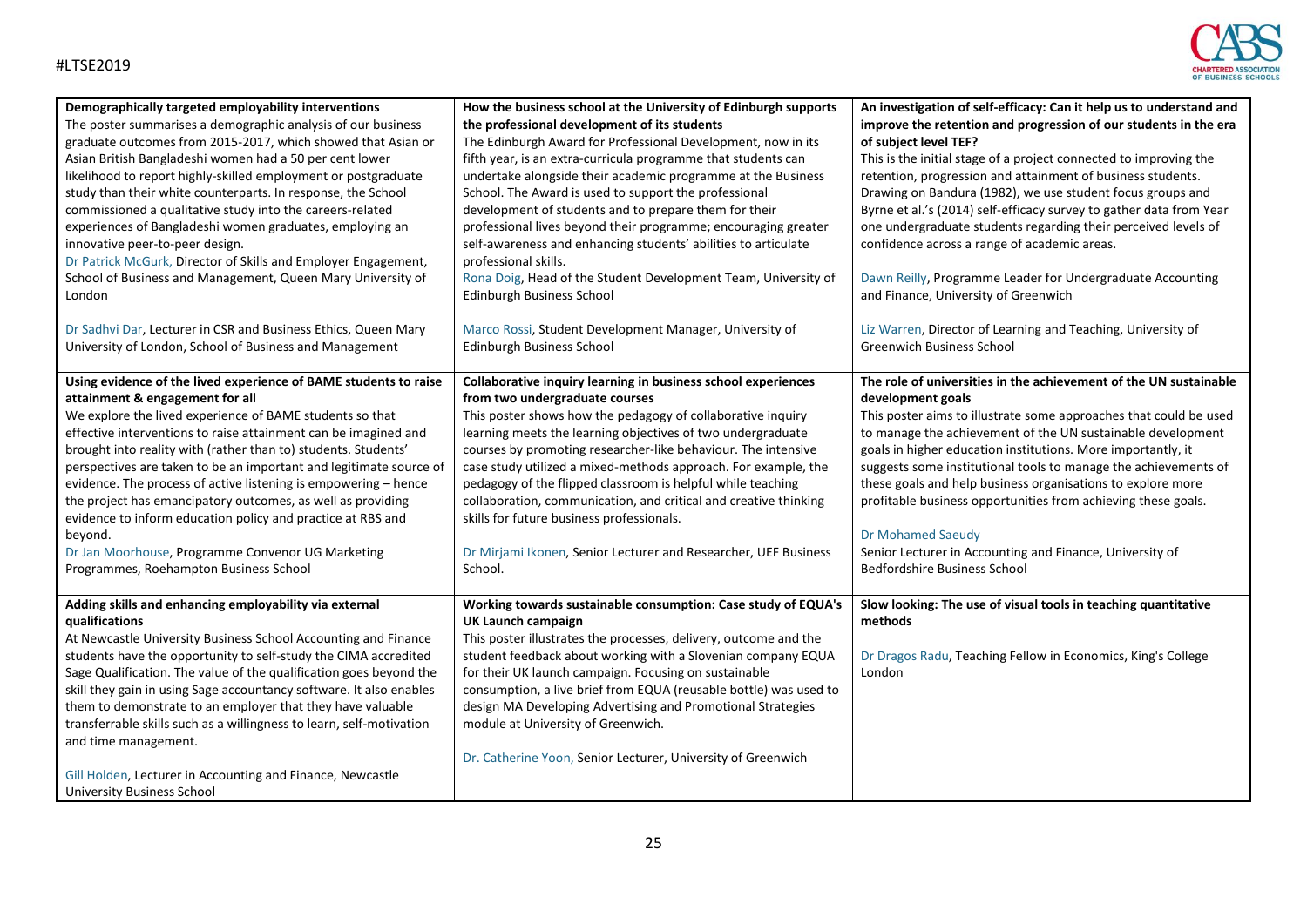**Demographically targeted employability interventions**

The poster summarises a demographic analysis of our business graduate outcomes from 2015-2017, which showed that Asian or Asian British Bangladeshi women had a 50 per cent lower likelihood to report highly-skilled employment or postgraduate study than their white counterparts. In response, the School commissioned a qualitative study into the careers-related experiences of Bangladeshi women graduates, employing an innovative peer-to-peer design.

Dr Patrick McGurk, Director of Skills and Employer Engagement, School of Business and Management, Queen Mary University of London

Dr Sadhvi Dar, Lecturer in CSR and Business Ethics, Queen Mary University of London, School of Business and Management

**Using evidence of the lived experience of BAME students to raise attainment & engagement for all**

We explore the lived experience of BAME students so that effective interventions to raise attainment can be imagined and brought into reality with (rather than to) students. Students' perspectives are taken to be an important and legitimate source of evidence. The process of active listening is empowering – hence the project has emancipatory outcomes, as well as providing evidence to inform education policy and practice at RBS and beyond.

Dr Jan Moorhouse, Programme Convenor UG Marketing Programmes, Roehampton Business School

**Adding skills and enhancing employability via external qualifications**

At Newcastle University Business School Accounting and Finance students have the opportunity to self-study the CIMA accredited Sage Qualification. The value of the qualification goes beyond the skill they gain in using Sage accountancy software. It also enables them to demonstrate to an employer that they have valuable transferrable skills such as a willingness to learn, self-motivation and time management.

Gill Holden, Lecturer in Accounting and Finance, Newcastle University Business School

**How the business school at the University of Edinburgh supports the professional development of its students**

The Edinburgh Award for Professional Development, now in its fifth year, is an extra-curricula programme that students can undertake alongside their academic programme at the Business School. The Award is used to support the professional development of students and to prepare them for their professional lives beyond their programme; encouraging greater self-awareness and enhancing students' abilities to articulate professional skills.

Rona Doig, Head of the Student Development Team, University of Edinburgh Business School

Marco Rossi, Student Development Manager, University of Edinburgh Business School

**Collaborative inquiry learning in business school experiences from two undergraduate courses**

This poster shows how the pedagogy of collaborative inquiry learning meets the learning objectives of two undergraduate courses by promoting researcher-like behaviour. The intensive case study utilized a mixed-methods approach. For example, the pedagogy of the flipped classroom is helpful while teaching collaboration, communication, and critical and creative thinking skills for future business professionals.

Dr Mirjami Ikonen, Senior Lecturer and Researcher, UEF Business School.

**Working towards sustainable consumption: Case study of EQUA's UK Launch campaign**

This poster illustrates the processes, delivery, outcome and the student feedback about working with a Slovenian company EQUA for their UK launch campaign. Focusing on sustainable consumption, a live brief from EQUA (reusable bottle) was used to design MA Developing Advertising and Promotional Strategies module at University of Greenwich.

Dr. Catherine Yoon, Senior Lecturer, University of Greenwich

**An investigation of self-efficacy: Can it help us to understand and improve the retention and progression of our students in the era of subject level TEF?**

This is the initial stage of a project connected to improving the retention, progression and attainment of business students. Drawing on Bandura (1982), we use student focus groups and Byrne et al.'s (2014) self-efficacy survey to gather data from Year one undergraduate students regarding their perceived levels of confidence across a range of academic areas.

Dawn Reilly, Programme Leader for Undergraduate Accounting and Finance, University of Greenwich

Liz Warren, Director of Learning and Teaching, University of Greenwich Business School

**The role of universities in the achievement of the UN sustainable development goals**

This poster aims to illustrate some approaches that could be used to manage the achievement of the UN sustainable development goals in higher education institutions. More importantly, it suggests some institutional tools to manage the achievements of these goals and help business organisations to explore more profitable business opportunities from achieving these goals.

Dr Mohamed Saeudy
Senior Lecturer in Accounting and Finance, University of Bedfordshire Business School

**Slow looking: The use of visual tools in teaching quantitative methods**

Dr Dragos Radu, Teaching Fellow in Economics, King's College London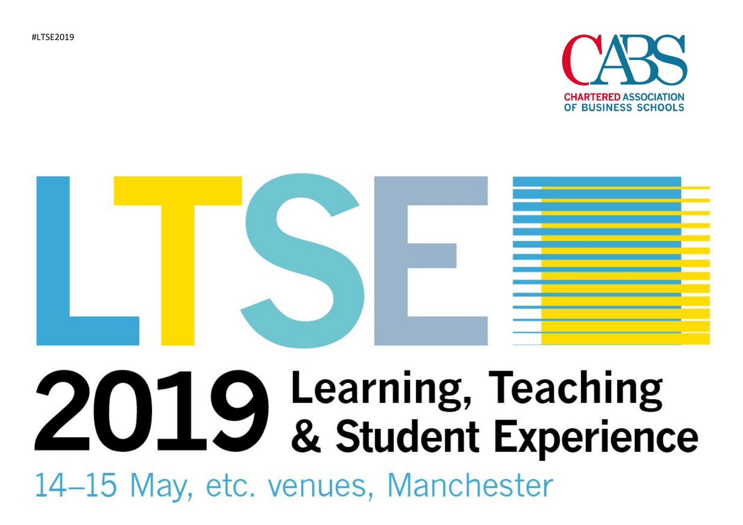#LTSE2019

CABS
CHARTERED ASSOCIATION OF BUSINESS SCHOOLS

# LTSE

# 2019 Learning, Teaching & Student Experience

14–15 May, etc. venues, Manchester